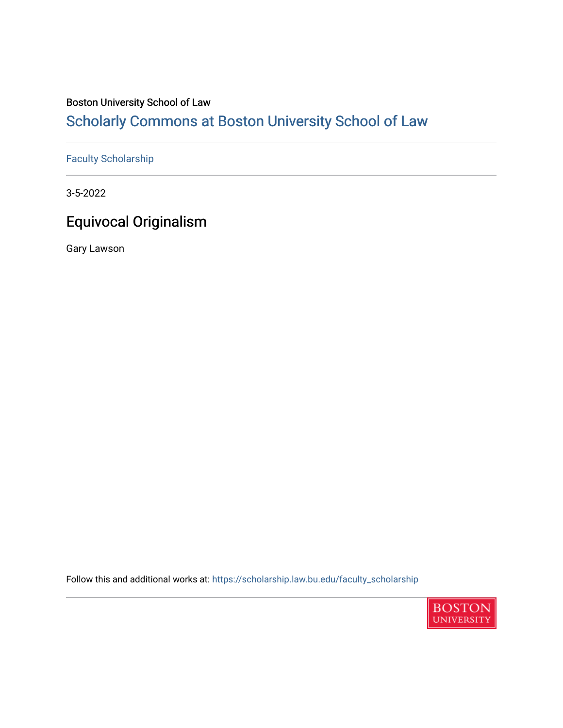Boston University School of Law

# Scholarly Commons at Boston University School of Law

Faculty Scholarship

3-5-2022

## Equivocal Originalism

Gary Lawson

Follow this and additional works at: https://scholarship.law.bu.edu/faculty_scholarship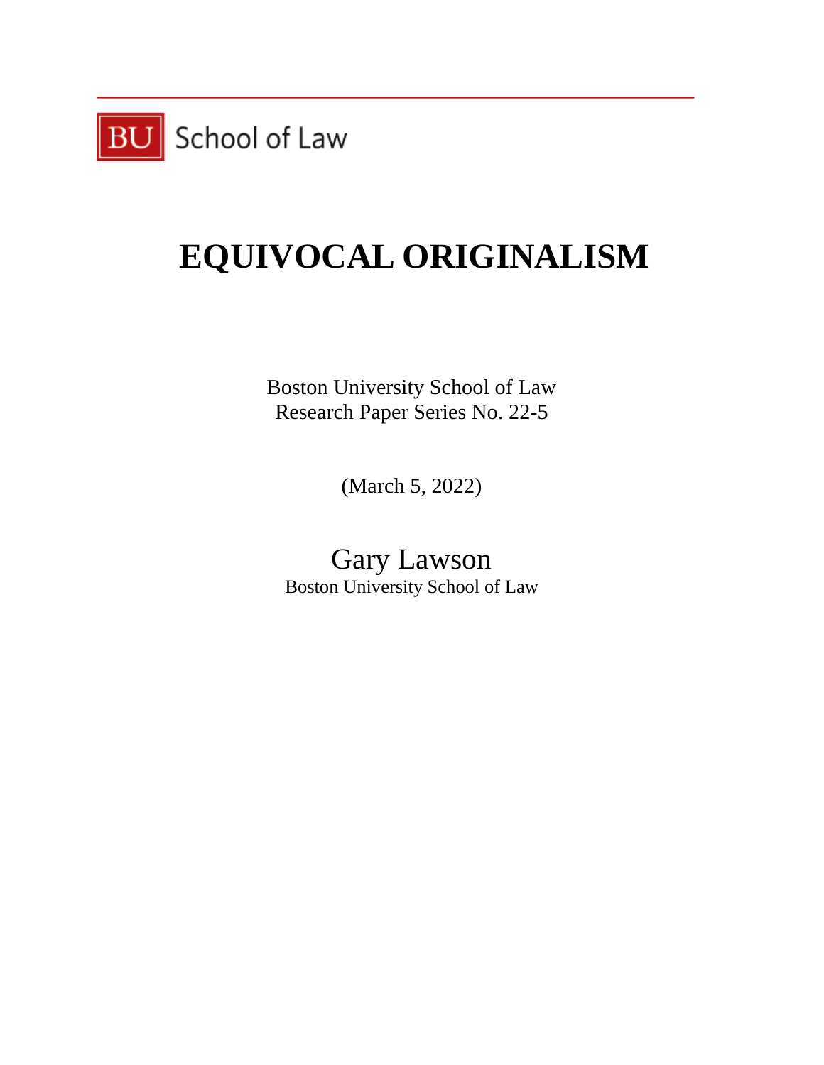BU School of Law

# EQUIVOCAL ORIGINALISM

Boston University School of Law
Research Paper Series No. 22-5

(March 5, 2022)

Gary Lawson
Boston University School of Law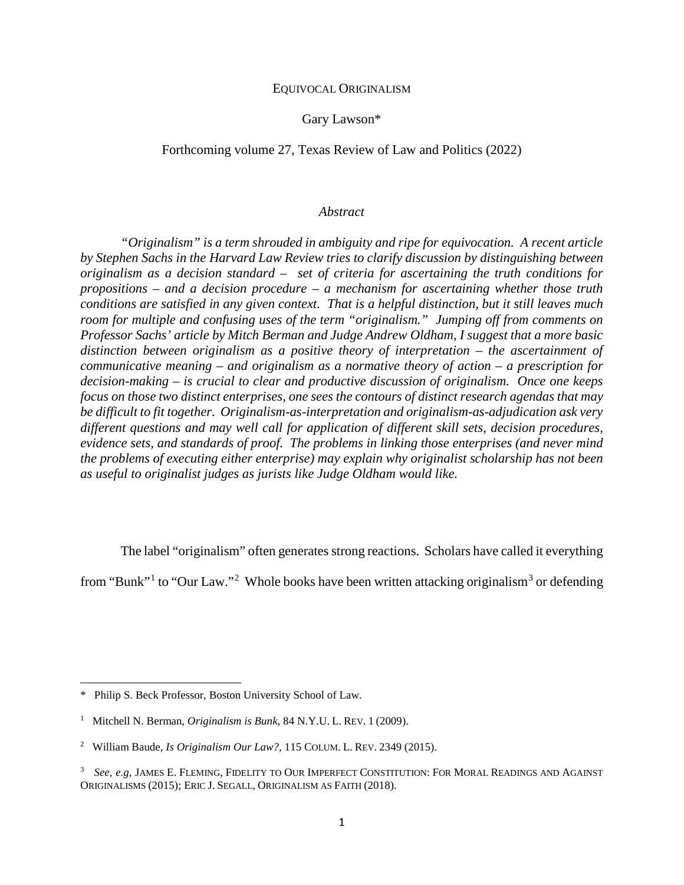EQUIVOCAL ORIGINALISM

Gary Lawson*

Forthcoming volume 27, Texas Review of Law and Politics (2022)

*Abstract*

*"Originalism" is a term shrouded in ambiguity and ripe for equivocation. A recent article by Stephen Sachs in the Harvard Law Review tries to clarify discussion by distinguishing between originalism as a decision standard – set of criteria for ascertaining the truth conditions for propositions – and a decision procedure – a mechanism for ascertaining whether those truth conditions are satisfied in any given context. That is a helpful distinction, but it still leaves much room for multiple and confusing uses of the term "originalism." Jumping off from comments on Professor Sachs' article by Mitch Berman and Judge Andrew Oldham, I suggest that a more basic distinction between originalism as a positive theory of interpretation – the ascertainment of communicative meaning – and originalism as a normative theory of action – a prescription for decision-making – is crucial to clear and productive discussion of originalism. Once one keeps focus on those two distinct enterprises, one sees the contours of distinct research agendas that may be difficult to fit together. Originalism-as-interpretation and originalism-as-adjudication ask very different questions and may well call for application of different skill sets, decision procedures, evidence sets, and standards of proof. The problems in linking those enterprises (and never mind the problems of executing either enterprise) may explain why originalist scholarship has not been as useful to originalist judges as jurists like Judge Oldham would like.*

The label "originalism" often generates strong reactions. Scholars have called it everything from "Bunk"[1] to "Our Law."[2] Whole books have been written attacking originalism[3] or defending

---

\* Philip S. Beck Professor, Boston University School of Law.

[1] Mitchell N. Berman, *Originalism is Bunk*, 84 N.Y.U. L. REV. 1 (2009).

[2] William Baude, *Is Originalism Our Law?*, 115 COLUM. L. REV. 2349 (2015).

[3] *See, e.g*, JAMES E. FLEMING, FIDELITY TO OUR IMPERFECT CONSTITUTION: FOR MORAL READINGS AND AGAINST ORIGINALISMS (2015); ERIC J. SEGALL, ORIGINALISM AS FAITH (2018).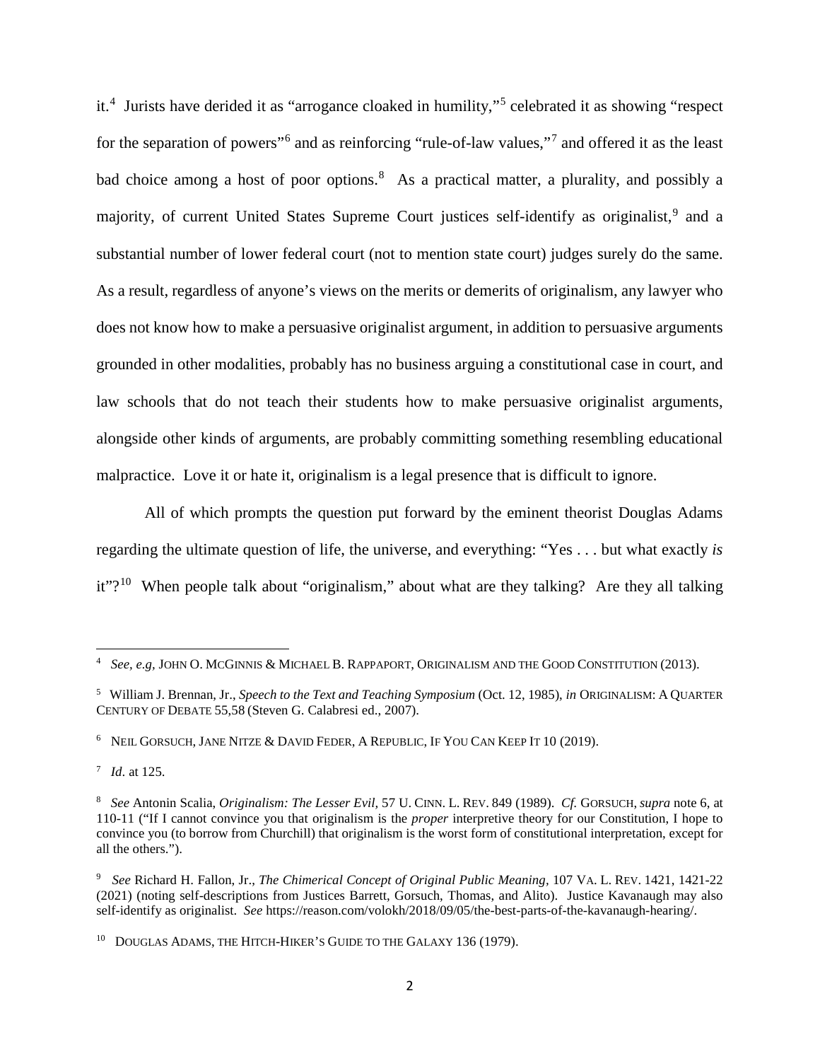it.[4] Jurists have derided it as "arrogance cloaked in humility,"[5] celebrated it as showing "respect for the separation of powers"[6] and as reinforcing "rule-of-law values,"[7] and offered it as the least bad choice among a host of poor options.[8] As a practical matter, a plurality, and possibly a majority, of current United States Supreme Court justices self-identify as originalist,[9] and a substantial number of lower federal court (not to mention state court) judges surely do the same. As a result, regardless of anyone's views on the merits or demerits of originalism, any lawyer who does not know how to make a persuasive originalist argument, in addition to persuasive arguments grounded in other modalities, probably has no business arguing a constitutional case in court, and law schools that do not teach their students how to make persuasive originalist arguments, alongside other kinds of arguments, are probably committing something resembling educational malpractice. Love it or hate it, originalism is a legal presence that is difficult to ignore.

All of which prompts the question put forward by the eminent theorist Douglas Adams regarding the ultimate question of life, the universe, and everything: "Yes . . . but what exactly *is* it"?[10] When people talk about "originalism," about what are they talking? Are they all talking

---

[4] *See, e.g*, JOHN O. MCGINNIS & MICHAEL B. RAPPAPORT, ORIGINALISM AND THE GOOD CONSTITUTION (2013).

[5] William J. Brennan, Jr., *Speech to the Text and Teaching Symposium* (Oct. 12, 1985), *in* ORIGINALISM: A QUARTER CENTURY OF DEBATE 55,58 (Steven G. Calabresi ed., 2007).

[6] NEIL GORSUCH, JANE NITZE & DAVID FEDER, A REPUBLIC, IF YOU CAN KEEP IT 10 (2019).

[7] *Id*. at 125.

[8] *See* Antonin Scalia, *Originalism: The Lesser Evil*, 57 U. CINN. L. REV. 849 (1989). *Cf.* GORSUCH, *supra* note 6, at 110-11 ("If I cannot convince you that originalism is the *proper* interpretive theory for our Constitution, I hope to convince you (to borrow from Churchill) that originalism is the worst form of constitutional interpretation, except for all the others.").

[9] *See* Richard H. Fallon, Jr., *The Chimerical Concept of Original Public Meaning*, 107 VA. L. REV. 1421, 1421-22 (2021) (noting self-descriptions from Justices Barrett, Gorsuch, Thomas, and Alito). Justice Kavanaugh may also self-identify as originalist. *See* https://reason.com/volokh/2018/09/05/the-best-parts-of-the-kavanaugh-hearing/.

[10] DOUGLAS ADAMS, THE HITCH-HIKER'S GUIDE TO THE GALAXY 136 (1979).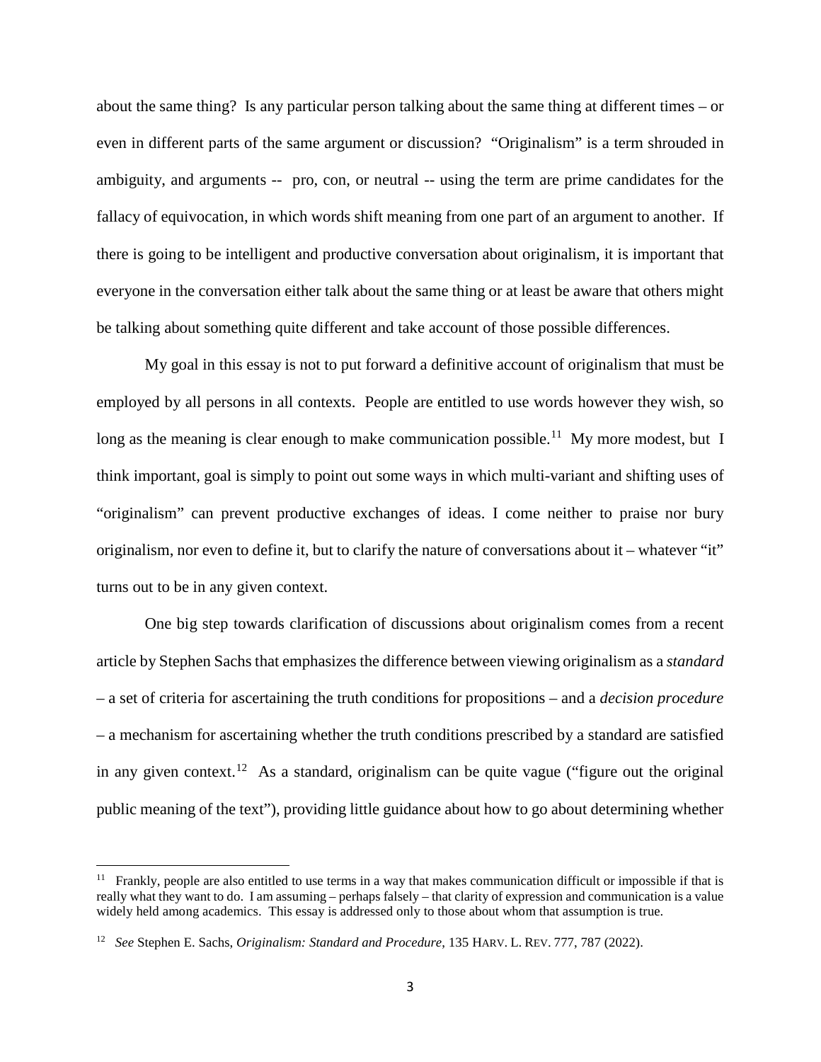about the same thing? Is any particular person talking about the same thing at different times – or even in different parts of the same argument or discussion? "Originalism" is a term shrouded in ambiguity, and arguments -- pro, con, or neutral -- using the term are prime candidates for the fallacy of equivocation, in which words shift meaning from one part of an argument to another. If there is going to be intelligent and productive conversation about originalism, it is important that everyone in the conversation either talk about the same thing or at least be aware that others might be talking about something quite different and take account of those possible differences.

My goal in this essay is not to put forward a definitive account of originalism that must be employed by all persons in all contexts. People are entitled to use words however they wish, so long as the meaning is clear enough to make communication possible.[11] My more modest, but I think important, goal is simply to point out some ways in which multi-variant and shifting uses of "originalism" can prevent productive exchanges of ideas. I come neither to praise nor bury originalism, nor even to define it, but to clarify the nature of conversations about it – whatever "it" turns out to be in any given context.

One big step towards clarification of discussions about originalism comes from a recent article by Stephen Sachs that emphasizes the difference between viewing originalism as a *standard* – a set of criteria for ascertaining the truth conditions for propositions – and a *decision procedure* – a mechanism for ascertaining whether the truth conditions prescribed by a standard are satisfied in any given context.[12] As a standard, originalism can be quite vague ("figure out the original public meaning of the text"), providing little guidance about how to go about determining whether

---

[11] Frankly, people are also entitled to use terms in a way that makes communication difficult or impossible if that is really what they want to do. I am assuming – perhaps falsely – that clarity of expression and communication is a value widely held among academics. This essay is addressed only to those about whom that assumption is true.

[12] *See* Stephen E. Sachs, *Originalism: Standard and Procedure*, 135 HARV. L. REV. 777, 787 (2022).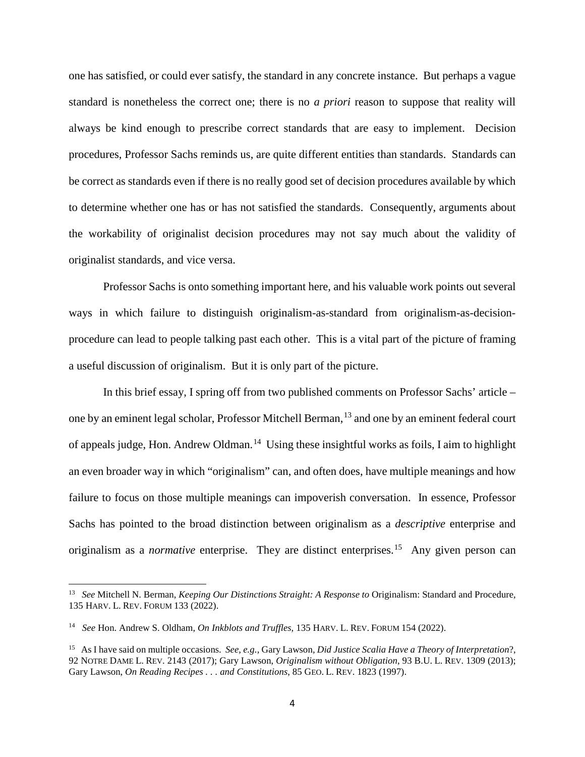one has satisfied, or could ever satisfy, the standard in any concrete instance. But perhaps a vague standard is nonetheless the correct one; there is no *a priori* reason to suppose that reality will always be kind enough to prescribe correct standards that are easy to implement. Decision procedures, Professor Sachs reminds us, are quite different entities than standards. Standards can be correct as standards even if there is no really good set of decision procedures available by which to determine whether one has or has not satisfied the standards. Consequently, arguments about the workability of originalist decision procedures may not say much about the validity of originalist standards, and vice versa.

Professor Sachs is onto something important here, and his valuable work points out several ways in which failure to distinguish originalism-as-standard from originalism-as-decision-procedure can lead to people talking past each other. This is a vital part of the picture of framing a useful discussion of originalism. But it is only part of the picture.

In this brief essay, I spring off from two published comments on Professor Sachs' article – one by an eminent legal scholar, Professor Mitchell Berman,[13] and one by an eminent federal court of appeals judge, Hon. Andrew Oldman.[14] Using these insightful works as foils, I aim to highlight an even broader way in which "originalism" can, and often does, have multiple meanings and how failure to focus on those multiple meanings can impoverish conversation. In essence, Professor Sachs has pointed to the broad distinction between originalism as a *descriptive* enterprise and originalism as a *normative* enterprise. They are distinct enterprises.[15] Any given person can

---

[13] *See* Mitchell N. Berman, *Keeping Our Distinctions Straight: A Response to* Originalism: Standard and Procedure, 135 HARV. L. REV. FORUM 133 (2022).

[14] *See* Hon. Andrew S. Oldham, *On Inkblots and Truffles,* 135 HARV. L. REV. FORUM 154 (2022).

[15] As I have said on multiple occasions. *See, e.g.,* Gary Lawson, *Did Justice Scalia Have a Theory of Interpretation*?, 92 NOTRE DAME L. REV. 2143 (2017); Gary Lawson, *Originalism without Obligation*, 93 B.U. L. REV. 1309 (2013); Gary Lawson, *On Reading Recipes . . . and Constitutions*, 85 GEO. L. REV. 1823 (1997).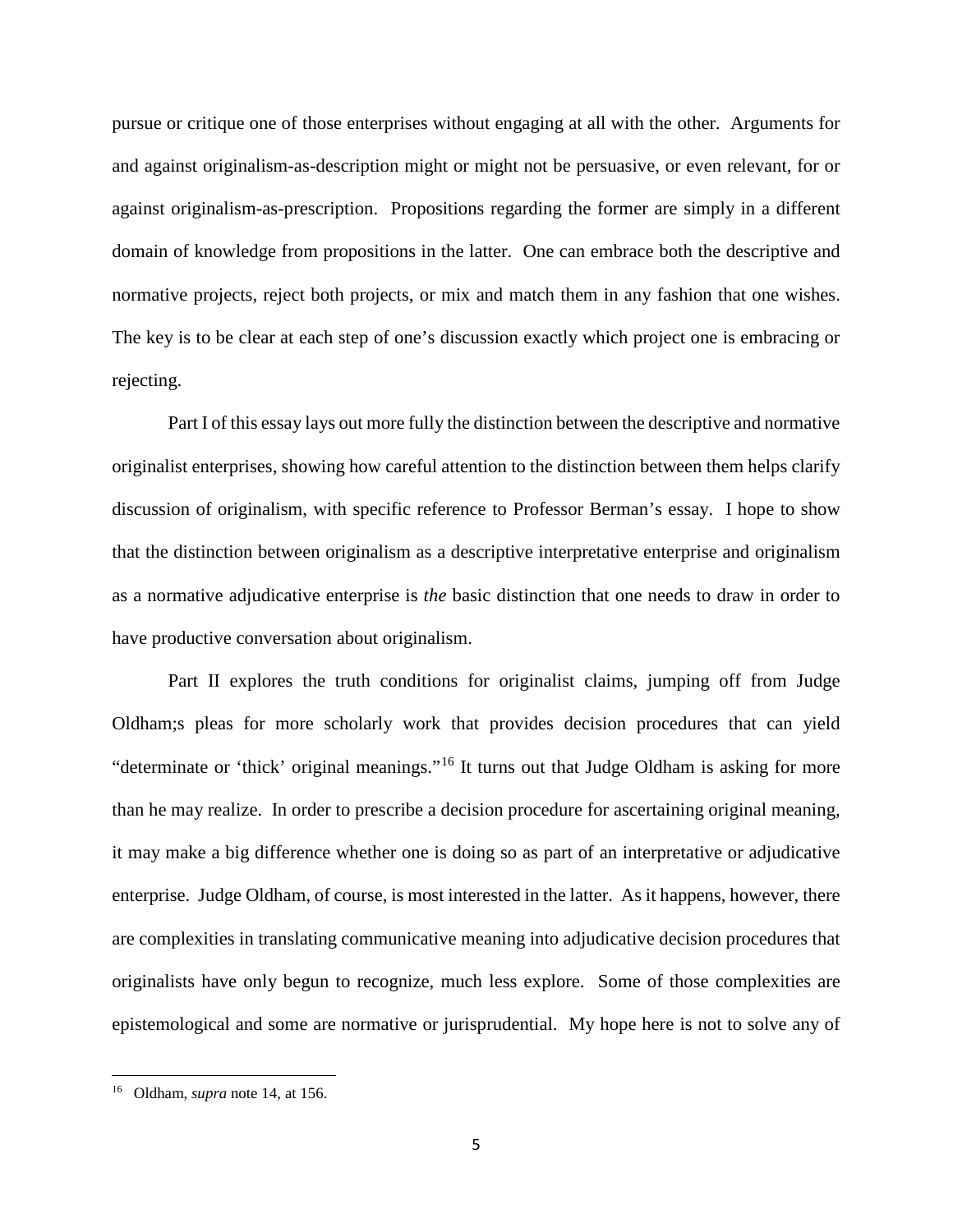pursue or critique one of those enterprises without engaging at all with the other. Arguments for and against originalism-as-description might or might not be persuasive, or even relevant, for or against originalism-as-prescription. Propositions regarding the former are simply in a different domain of knowledge from propositions in the latter. One can embrace both the descriptive and normative projects, reject both projects, or mix and match them in any fashion that one wishes. The key is to be clear at each step of one's discussion exactly which project one is embracing or rejecting.

Part I of this essay lays out more fully the distinction between the descriptive and normative originalist enterprises, showing how careful attention to the distinction between them helps clarify discussion of originalism, with specific reference to Professor Berman's essay. I hope to show that the distinction between originalism as a descriptive interpretative enterprise and originalism as a normative adjudicative enterprise is *the* basic distinction that one needs to draw in order to have productive conversation about originalism.

Part II explores the truth conditions for originalist claims, jumping off from Judge Oldham;s pleas for more scholarly work that provides decision procedures that can yield "determinate or 'thick' original meanings."[16] It turns out that Judge Oldham is asking for more than he may realize. In order to prescribe a decision procedure for ascertaining original meaning, it may make a big difference whether one is doing so as part of an interpretative or adjudicative enterprise. Judge Oldham, of course, is most interested in the latter. As it happens, however, there are complexities in translating communicative meaning into adjudicative decision procedures that originalists have only begun to recognize, much less explore. Some of those complexities are epistemological and some are normative or jurisprudential. My hope here is not to solve any of

---

[16] Oldham, *supra* note 14, at 156.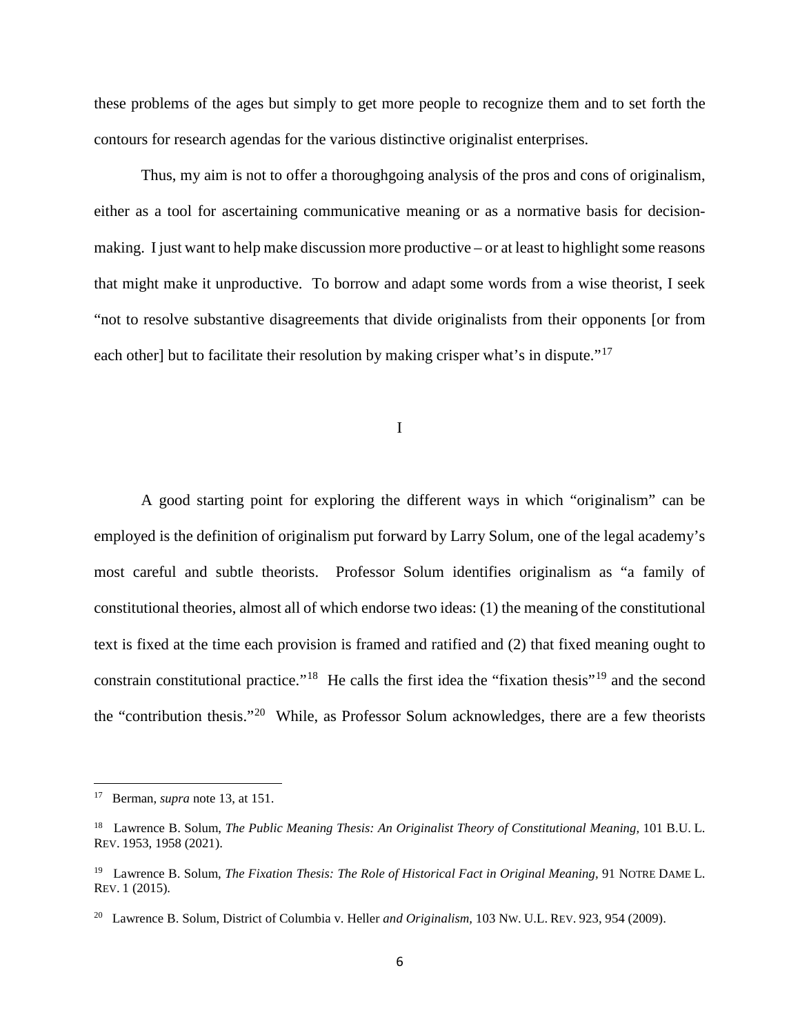these problems of the ages but simply to get more people to recognize them and to set forth the contours for research agendas for the various distinctive originalist enterprises.

Thus, my aim is not to offer a thoroughgoing analysis of the pros and cons of originalism, either as a tool for ascertaining communicative meaning or as a normative basis for decision-making. I just want to help make discussion more productive – or at least to highlight some reasons that might make it unproductive. To borrow and adapt some words from a wise theorist, I seek "not to resolve substantive disagreements that divide originalists from their opponents [or from each other] but to facilitate their resolution by making crisper what's in dispute."[17]

## I

A good starting point for exploring the different ways in which "originalism" can be employed is the definition of originalism put forward by Larry Solum, one of the legal academy's most careful and subtle theorists. Professor Solum identifies originalism as "a family of constitutional theories, almost all of which endorse two ideas: (1) the meaning of the constitutional text is fixed at the time each provision is framed and ratified and (2) that fixed meaning ought to constrain constitutional practice."[18] He calls the first idea the "fixation thesis"[19] and the second the "contribution thesis."[20] While, as Professor Solum acknowledges, there are a few theorists

---

[17] Berman, *supra* note 13, at 151.

[18] Lawrence B. Solum, *The Public Meaning Thesis: An Originalist Theory of Constitutional Meaning*, 101 B.U. L. REV. 1953, 1958 (2021).

[19] Lawrence B. Solum, *The Fixation Thesis: The Role of Historical Fact in Original Meaning*, 91 NOTRE DAME L. REV. 1 (2015).

[20] Lawrence B. Solum, District of Columbia v. Heller *and Originalism*, 103 NW. U.L. REV. 923, 954 (2009).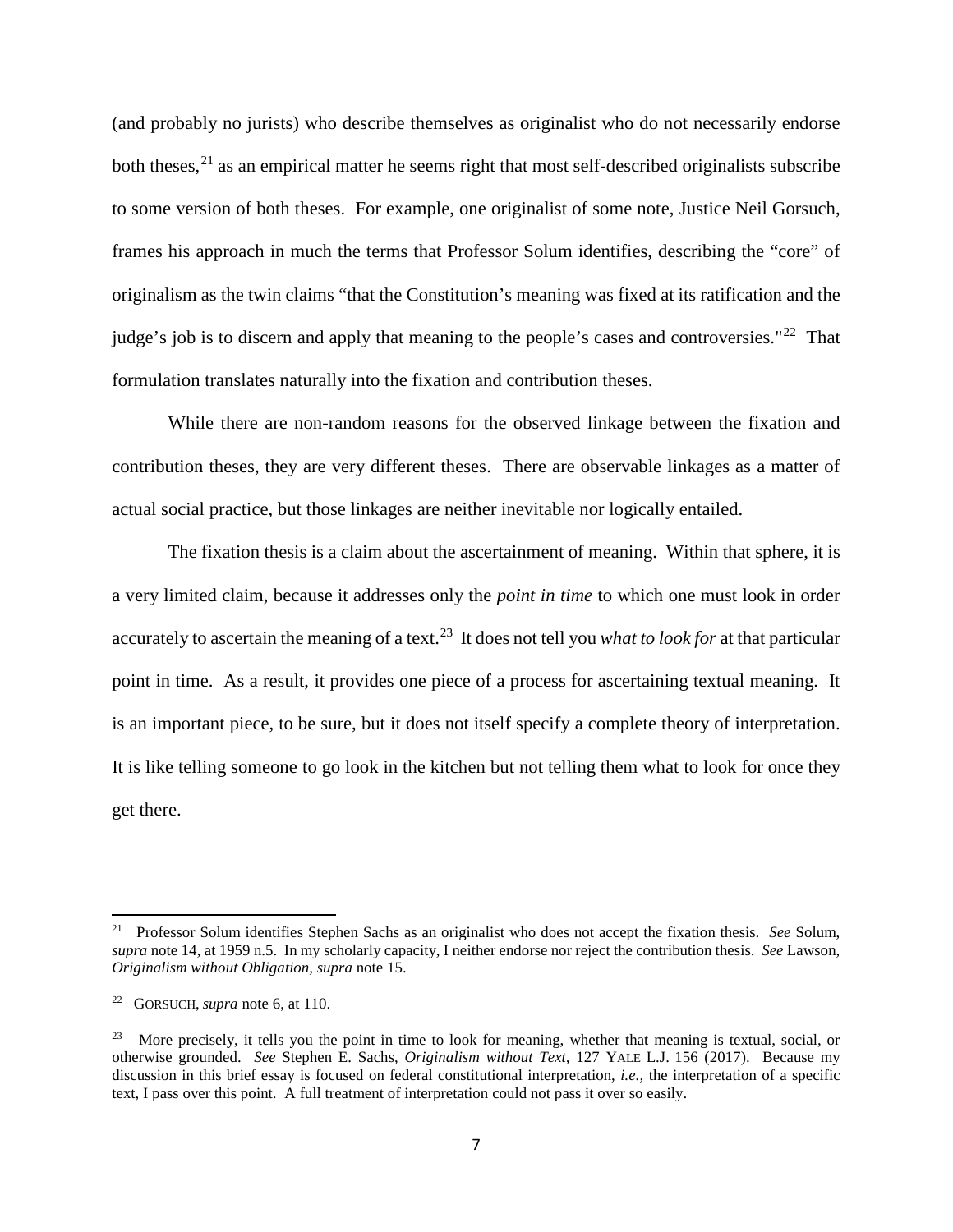(and probably no jurists) who describe themselves as originalist who do not necessarily endorse both theses,[21] as an empirical matter he seems right that most self-described originalists subscribe to some version of both theses. For example, one originalist of some note, Justice Neil Gorsuch, frames his approach in much the terms that Professor Solum identifies, describing the "core" of originalism as the twin claims "that the Constitution's meaning was fixed at its ratification and the judge's job is to discern and apply that meaning to the people's cases and controversies."[22] That formulation translates naturally into the fixation and contribution theses.

While there are non-random reasons for the observed linkage between the fixation and contribution theses, they are very different theses. There are observable linkages as a matter of actual social practice, but those linkages are neither inevitable nor logically entailed.

The fixation thesis is a claim about the ascertainment of meaning. Within that sphere, it is a very limited claim, because it addresses only the *point in time* to which one must look in order accurately to ascertain the meaning of a text.[23] It does not tell you *what to look for* at that particular point in time. As a result, it provides one piece of a process for ascertaining textual meaning. It is an important piece, to be sure, but it does not itself specify a complete theory of interpretation. It is like telling someone to go look in the kitchen but not telling them what to look for once they get there.

---

[21] Professor Solum identifies Stephen Sachs as an originalist who does not accept the fixation thesis. *See* Solum, *supra* note 14, at 1959 n.5. In my scholarly capacity, I neither endorse nor reject the contribution thesis. *See* Lawson, *Originalism without Obligation*, *supra* note 15.

[22] GORSUCH, *supra* note 6, at 110.

[23] More precisely, it tells you the point in time to look for meaning, whether that meaning is textual, social, or otherwise grounded. *See* Stephen E. Sachs, *Originalism without Text*, 127 YALE L.J. 156 (2017). Because my discussion in this brief essay is focused on federal constitutional interpretation, *i.e.*, the interpretation of a specific text, I pass over this point. A full treatment of interpretation could not pass it over so easily.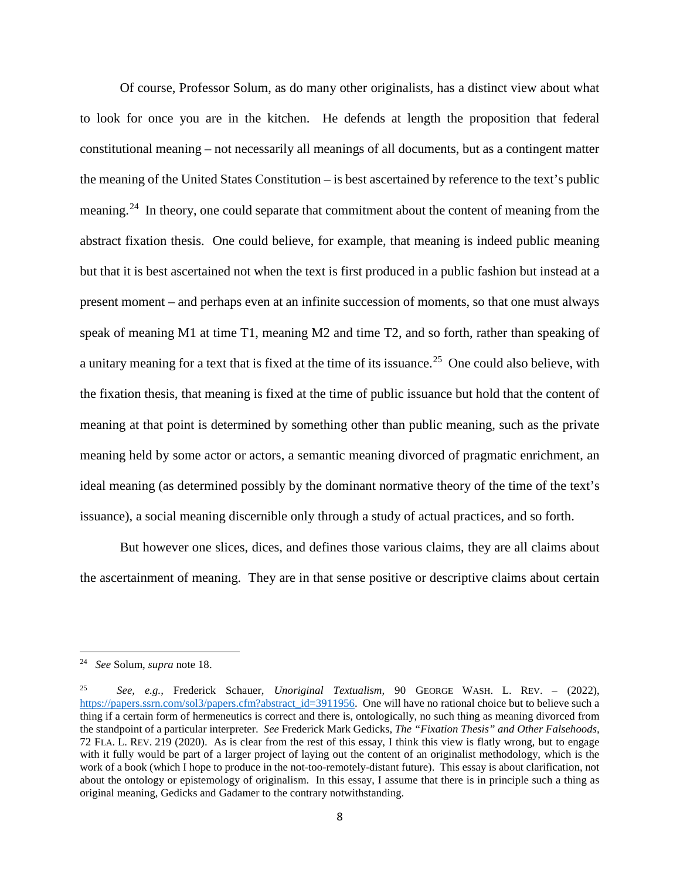Of course, Professor Solum, as do many other originalists, has a distinct view about what to look for once you are in the kitchen. He defends at length the proposition that federal constitutional meaning – not necessarily all meanings of all documents, but as a contingent matter the meaning of the United States Constitution – is best ascertained by reference to the text's public meaning.[24] In theory, one could separate that commitment about the content of meaning from the abstract fixation thesis. One could believe, for example, that meaning is indeed public meaning but that it is best ascertained not when the text is first produced in a public fashion but instead at a present moment – and perhaps even at an infinite succession of moments, so that one must always speak of meaning M1 at time T1, meaning M2 and time T2, and so forth, rather than speaking of a unitary meaning for a text that is fixed at the time of its issuance.[25] One could also believe, with the fixation thesis, that meaning is fixed at the time of public issuance but hold that the content of meaning at that point is determined by something other than public meaning, such as the private meaning held by some actor or actors, a semantic meaning divorced of pragmatic enrichment, an ideal meaning (as determined possibly by the dominant normative theory of the time of the text's issuance), a social meaning discernible only through a study of actual practices, and so forth.

But however one slices, dices, and defines those various claims, they are all claims about the ascertainment of meaning. They are in that sense positive or descriptive claims about certain

---

[24] *See* Solum, *supra* note 18.

[25] *See, e.g.,* Frederick Schauer, *Unoriginal Textualism,* 90 GEORGE WASH. L. REV. – (2022), https://papers.ssrn.com/sol3/papers.cfm?abstract_id=3911956. One will have no rational choice but to believe such a thing if a certain form of hermeneutics is correct and there is, ontologically, no such thing as meaning divorced from the standpoint of a particular interpreter. *See* Frederick Mark Gedicks, *The "Fixation Thesis" and Other Falsehoods,* 72 FLA. L. REV. 219 (2020). As is clear from the rest of this essay, I think this view is flatly wrong, but to engage with it fully would be part of a larger project of laying out the content of an originalist methodology, which is the work of a book (which I hope to produce in the not-too-remotely-distant future). This essay is about clarification, not about the ontology or epistemology of originalism. In this essay, I assume that there is in principle such a thing as original meaning, Gedicks and Gadamer to the contrary notwithstanding.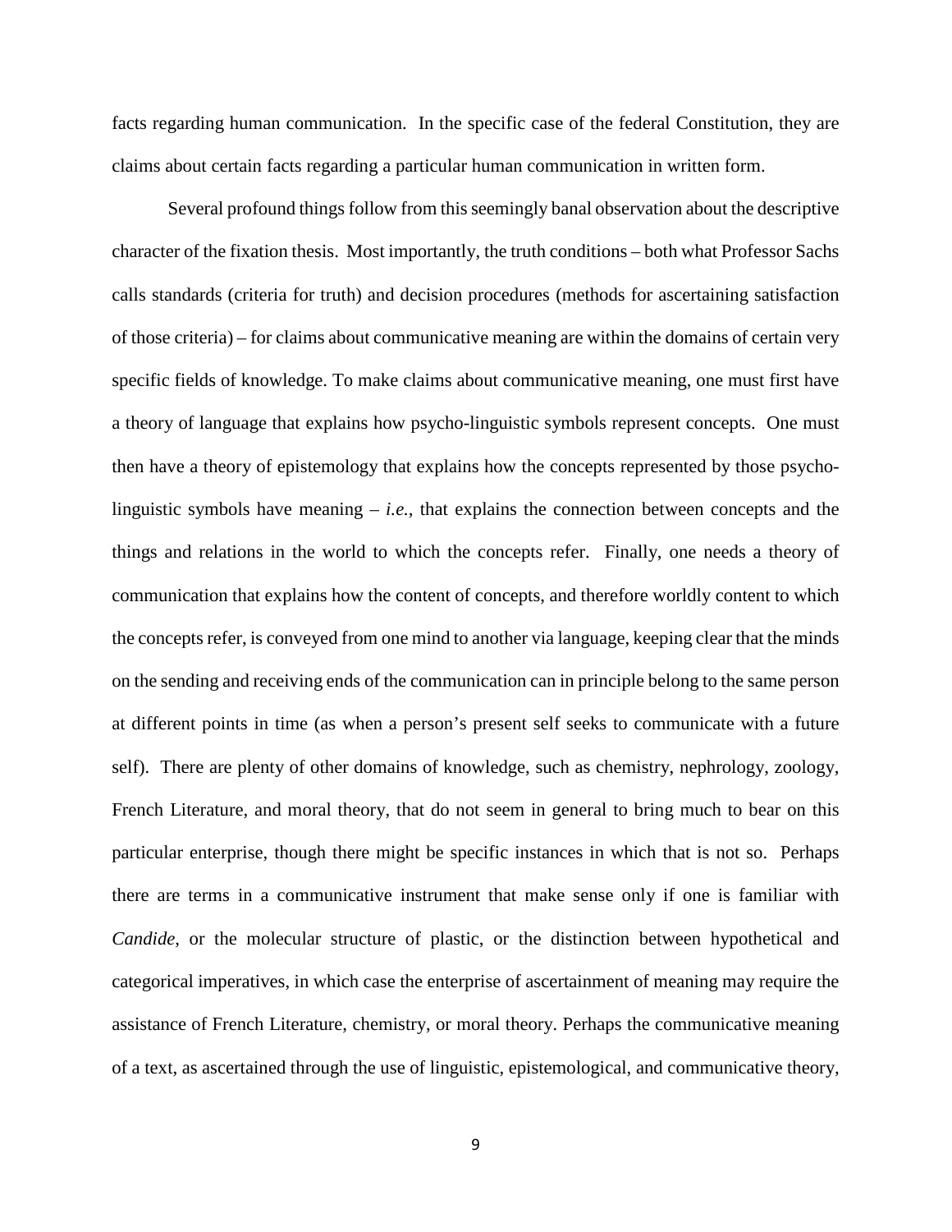facts regarding human communication. In the specific case of the federal Constitution, they are claims about certain facts regarding a particular human communication in written form.

Several profound things follow from this seemingly banal observation about the descriptive character of the fixation thesis. Most importantly, the truth conditions – both what Professor Sachs calls standards (criteria for truth) and decision procedures (methods for ascertaining satisfaction of those criteria) – for claims about communicative meaning are within the domains of certain very specific fields of knowledge. To make claims about communicative meaning, one must first have a theory of language that explains how psycho-linguistic symbols represent concepts. One must then have a theory of epistemology that explains how the concepts represented by those psycho-linguistic symbols have meaning – *i.e.*, that explains the connection between concepts and the things and relations in the world to which the concepts refer. Finally, one needs a theory of communication that explains how the content of concepts, and therefore worldly content to which the concepts refer, is conveyed from one mind to another via language, keeping clear that the minds on the sending and receiving ends of the communication can in principle belong to the same person at different points in time (as when a person's present self seeks to communicate with a future self). There are plenty of other domains of knowledge, such as chemistry, nephrology, zoology, French Literature, and moral theory, that do not seem in general to bring much to bear on this particular enterprise, though there might be specific instances in which that is not so. Perhaps there are terms in a communicative instrument that make sense only if one is familiar with *Candide*, or the molecular structure of plastic, or the distinction between hypothetical and categorical imperatives, in which case the enterprise of ascertainment of meaning may require the assistance of French Literature, chemistry, or moral theory. Perhaps the communicative meaning of a text, as ascertained through the use of linguistic, epistemological, and communicative theory,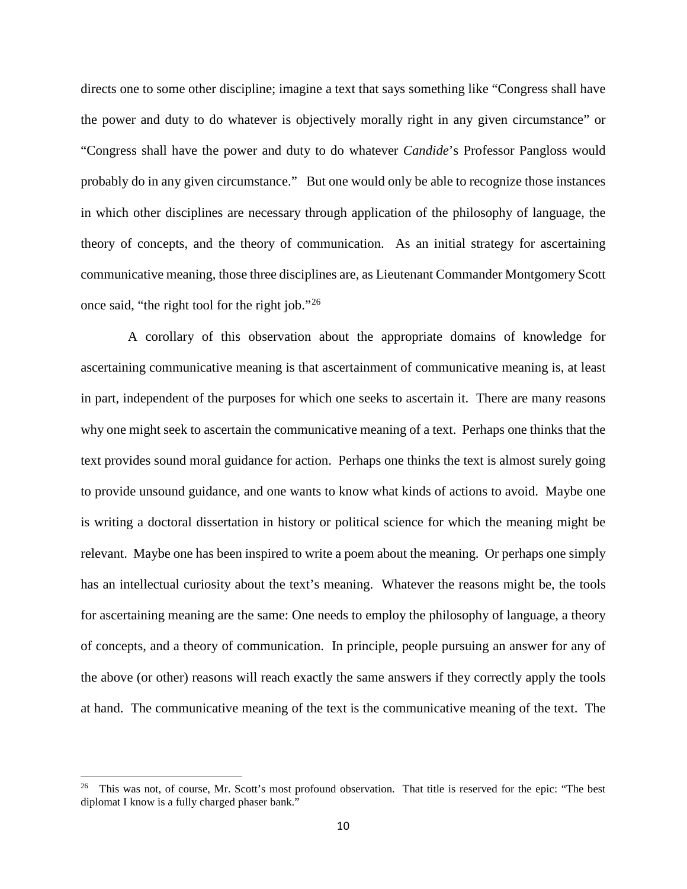directs one to some other discipline; imagine a text that says something like "Congress shall have the power and duty to do whatever is objectively morally right in any given circumstance" or "Congress shall have the power and duty to do whatever *Candide*'s Professor Pangloss would probably do in any given circumstance." But one would only be able to recognize those instances in which other disciplines are necessary through application of the philosophy of language, the theory of concepts, and the theory of communication. As an initial strategy for ascertaining communicative meaning, those three disciplines are, as Lieutenant Commander Montgomery Scott once said, "the right tool for the right job."[26]

A corollary of this observation about the appropriate domains of knowledge for ascertaining communicative meaning is that ascertainment of communicative meaning is, at least in part, independent of the purposes for which one seeks to ascertain it. There are many reasons why one might seek to ascertain the communicative meaning of a text. Perhaps one thinks that the text provides sound moral guidance for action. Perhaps one thinks the text is almost surely going to provide unsound guidance, and one wants to know what kinds of actions to avoid. Maybe one is writing a doctoral dissertation in history or political science for which the meaning might be relevant. Maybe one has been inspired to write a poem about the meaning. Or perhaps one simply has an intellectual curiosity about the text's meaning. Whatever the reasons might be, the tools for ascertaining meaning are the same: One needs to employ the philosophy of language, a theory of concepts, and a theory of communication. In principle, people pursuing an answer for any of the above (or other) reasons will reach exactly the same answers if they correctly apply the tools at hand. The communicative meaning of the text is the communicative meaning of the text. The

[26] This was not, of course, Mr. Scott's most profound observation. That title is reserved for the epic: "The best diplomat I know is a fully charged phaser bank."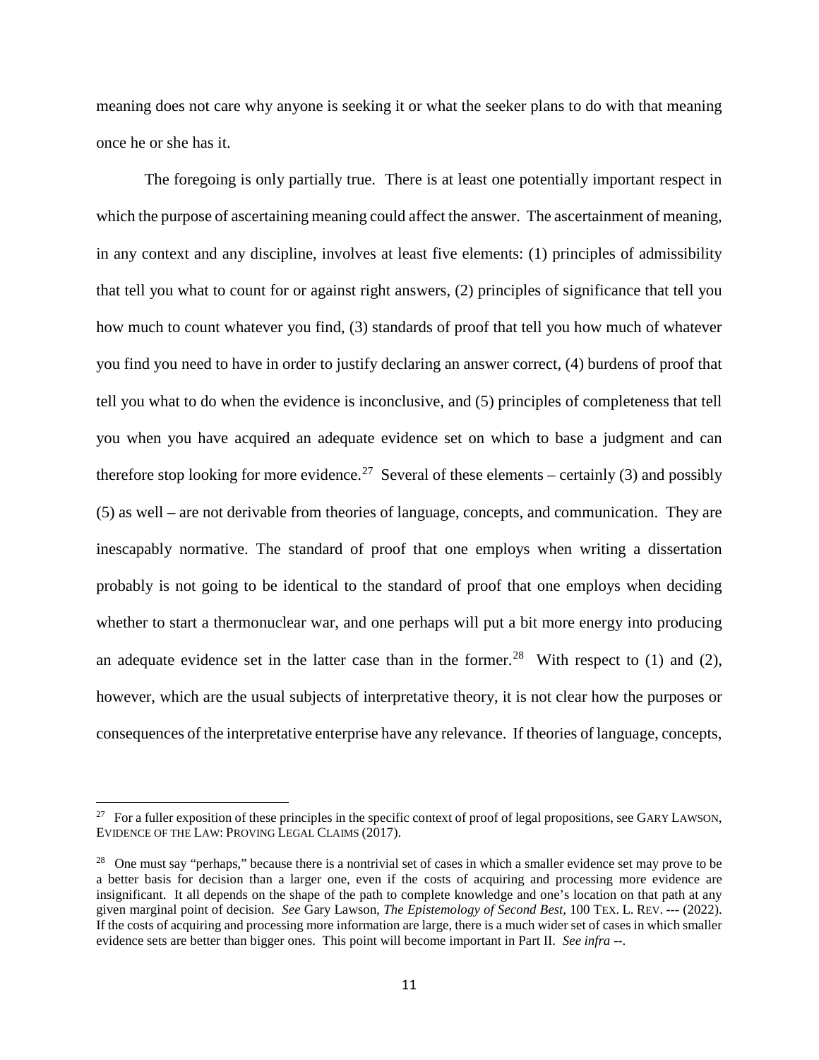meaning does not care why anyone is seeking it or what the seeker plans to do with that meaning once he or she has it.

The foregoing is only partially true. There is at least one potentially important respect in which the purpose of ascertaining meaning could affect the answer. The ascertainment of meaning, in any context and any discipline, involves at least five elements: (1) principles of admissibility that tell you what to count for or against right answers, (2) principles of significance that tell you how much to count whatever you find, (3) standards of proof that tell you how much of whatever you find you need to have in order to justify declaring an answer correct, (4) burdens of proof that tell you what to do when the evidence is inconclusive, and (5) principles of completeness that tell you when you have acquired an adequate evidence set on which to base a judgment and can therefore stop looking for more evidence.[27] Several of these elements – certainly (3) and possibly (5) as well – are not derivable from theories of language, concepts, and communication. They are inescapably normative. The standard of proof that one employs when writing a dissertation probably is not going to be identical to the standard of proof that one employs when deciding whether to start a thermonuclear war, and one perhaps will put a bit more energy into producing an adequate evidence set in the latter case than in the former.[28] With respect to (1) and (2), however, which are the usual subjects of interpretative theory, it is not clear how the purposes or consequences of the interpretative enterprise have any relevance. If theories of language, concepts,

---

[27] For a fuller exposition of these principles in the specific context of proof of legal propositions, see GARY LAWSON, EVIDENCE OF THE LAW: PROVING LEGAL CLAIMS (2017).

[28] One must say "perhaps," because there is a nontrivial set of cases in which a smaller evidence set may prove to be a better basis for decision than a larger one, even if the costs of acquiring and processing more evidence are insignificant. It all depends on the shape of the path to complete knowledge and one's location on that path at any given marginal point of decision. *See* Gary Lawson, *The Epistemology of Second Best*, 100 TEX. L. REV. --- (2022). If the costs of acquiring and processing more information are large, there is a much wider set of cases in which smaller evidence sets are better than bigger ones. This point will become important in Part II. *See infra* --.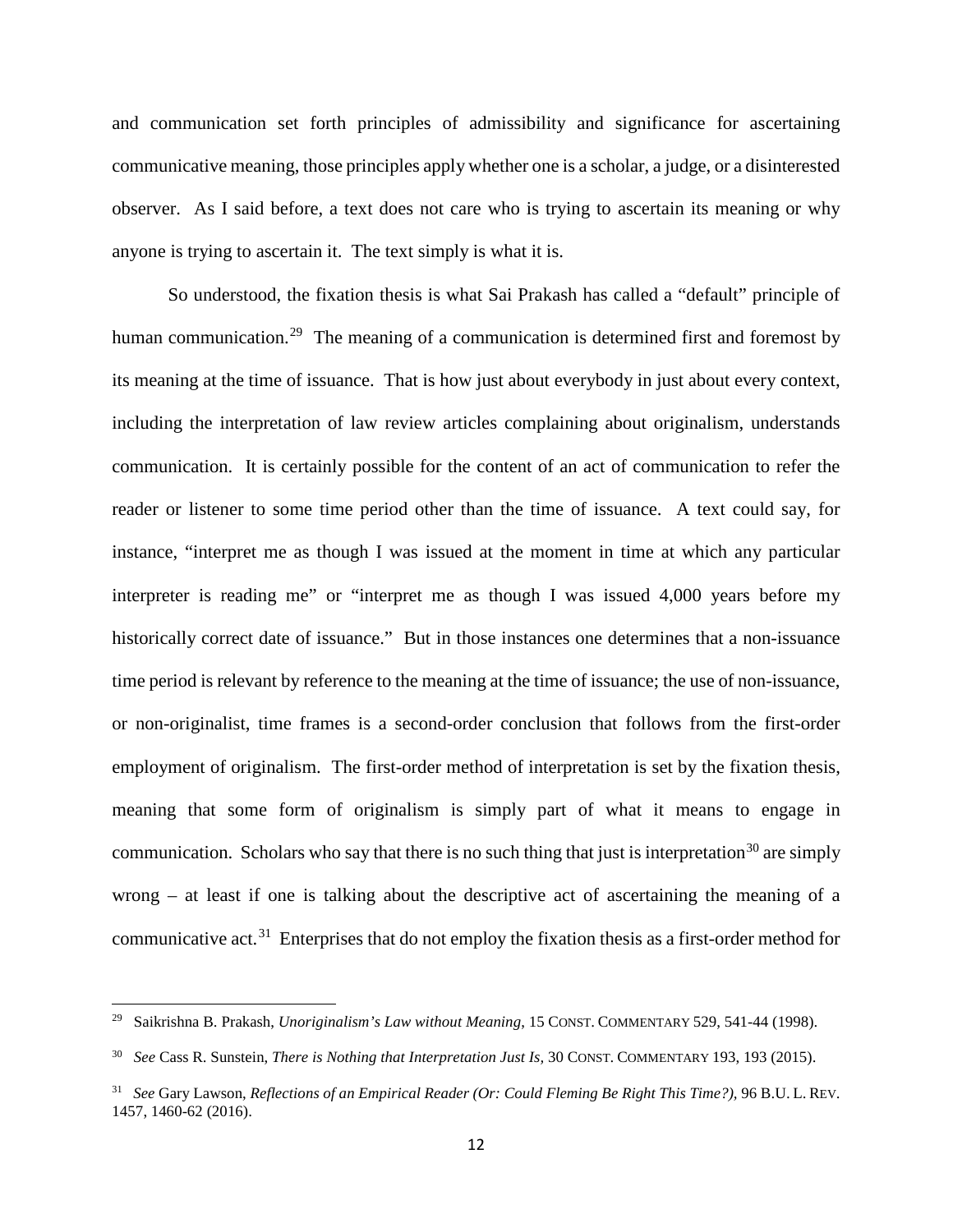and communication set forth principles of admissibility and significance for ascertaining communicative meaning, those principles apply whether one is a scholar, a judge, or a disinterested observer. As I said before, a text does not care who is trying to ascertain its meaning or why anyone is trying to ascertain it. The text simply is what it is.

So understood, the fixation thesis is what Sai Prakash has called a "default" principle of human communication.[29] The meaning of a communication is determined first and foremost by its meaning at the time of issuance. That is how just about everybody in just about every context, including the interpretation of law review articles complaining about originalism, understands communication. It is certainly possible for the content of an act of communication to refer the reader or listener to some time period other than the time of issuance. A text could say, for instance, "interpret me as though I was issued at the moment in time at which any particular interpreter is reading me" or "interpret me as though I was issued 4,000 years before my historically correct date of issuance." But in those instances one determines that a non-issuance time period is relevant by reference to the meaning at the time of issuance; the use of non-issuance, or non-originalist, time frames is a second-order conclusion that follows from the first-order employment of originalism. The first-order method of interpretation is set by the fixation thesis, meaning that some form of originalism is simply part of what it means to engage in communication. Scholars who say that there is no such thing that just is interpretation[30] are simply wrong – at least if one is talking about the descriptive act of ascertaining the meaning of a communicative act.[31] Enterprises that do not employ the fixation thesis as a first-order method for

---

[29] Saikrishna B. Prakash, *Unoriginalism's Law without Meaning*, 15 CONST. COMMENTARY 529, 541-44 (1998).

[30] *See* Cass R. Sunstein, *There is Nothing that Interpretation Just Is*, 30 CONST. COMMENTARY 193, 193 (2015).

[31] *See* Gary Lawson, *Reflections of an Empirical Reader (Or: Could Fleming Be Right This Time?)*, 96 B.U. L. REV. 1457, 1460-62 (2016).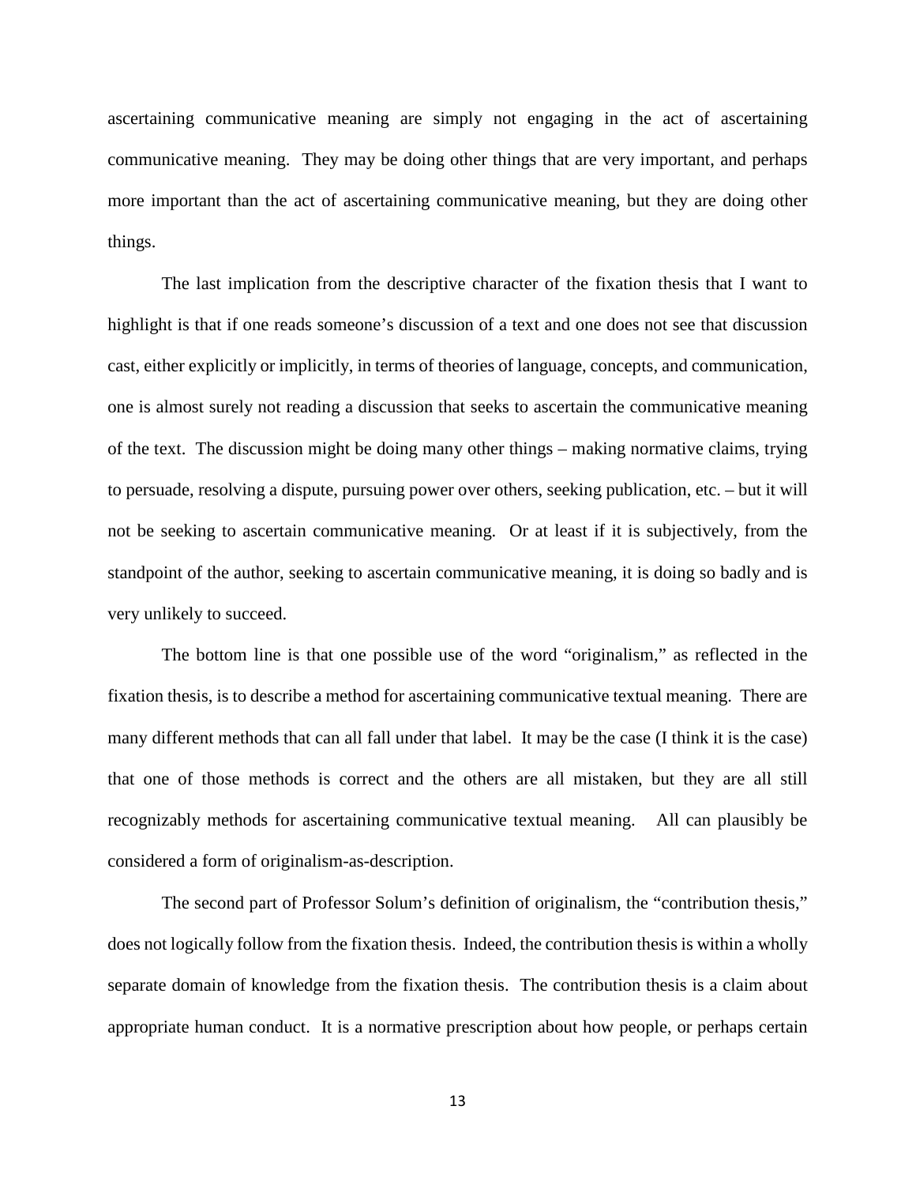ascertaining communicative meaning are simply not engaging in the act of ascertaining communicative meaning. They may be doing other things that are very important, and perhaps more important than the act of ascertaining communicative meaning, but they are doing other things.

The last implication from the descriptive character of the fixation thesis that I want to highlight is that if one reads someone's discussion of a text and one does not see that discussion cast, either explicitly or implicitly, in terms of theories of language, concepts, and communication, one is almost surely not reading a discussion that seeks to ascertain the communicative meaning of the text. The discussion might be doing many other things – making normative claims, trying to persuade, resolving a dispute, pursuing power over others, seeking publication, etc. – but it will not be seeking to ascertain communicative meaning. Or at least if it is subjectively, from the standpoint of the author, seeking to ascertain communicative meaning, it is doing so badly and is very unlikely to succeed.

The bottom line is that one possible use of the word "originalism," as reflected in the fixation thesis, is to describe a method for ascertaining communicative textual meaning. There are many different methods that can all fall under that label. It may be the case (I think it is the case) that one of those methods is correct and the others are all mistaken, but they are all still recognizably methods for ascertaining communicative textual meaning. All can plausibly be considered a form of originalism-as-description.

The second part of Professor Solum's definition of originalism, the "contribution thesis," does not logically follow from the fixation thesis. Indeed, the contribution thesis is within a wholly separate domain of knowledge from the fixation thesis. The contribution thesis is a claim about appropriate human conduct. It is a normative prescription about how people, or perhaps certain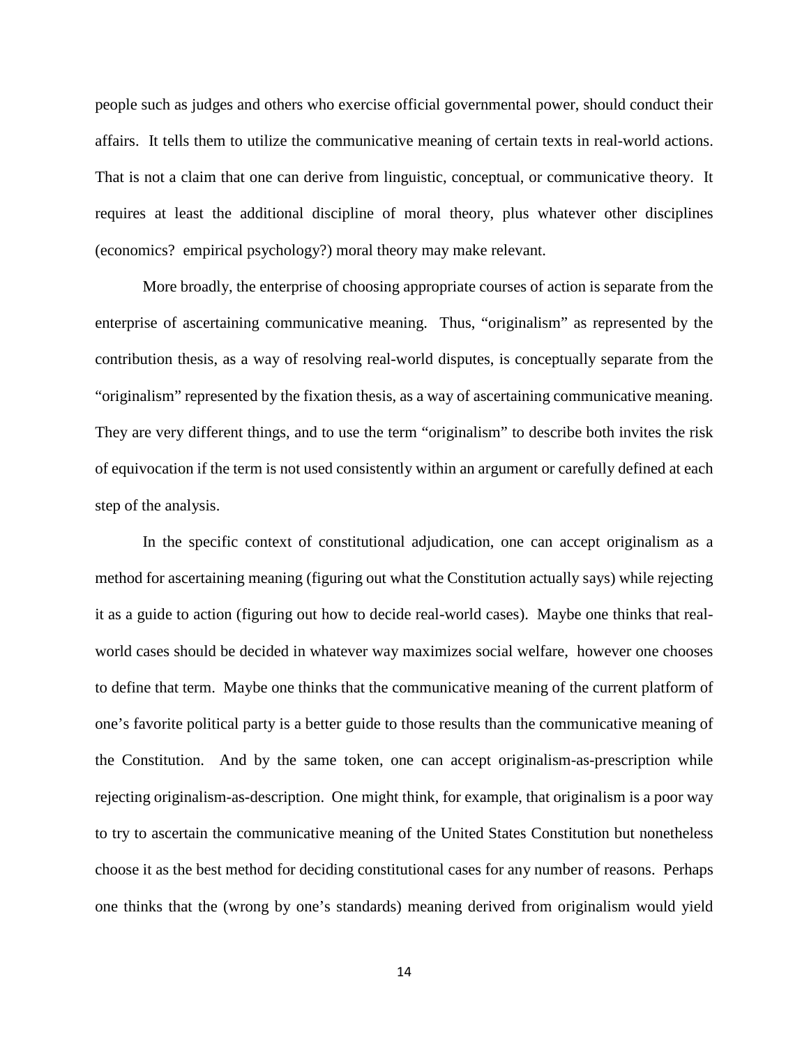people such as judges and others who exercise official governmental power, should conduct their affairs. It tells them to utilize the communicative meaning of certain texts in real-world actions. That is not a claim that one can derive from linguistic, conceptual, or communicative theory. It requires at least the additional discipline of moral theory, plus whatever other disciplines (economics? empirical psychology?) moral theory may make relevant.

More broadly, the enterprise of choosing appropriate courses of action is separate from the enterprise of ascertaining communicative meaning. Thus, "originalism" as represented by the contribution thesis, as a way of resolving real-world disputes, is conceptually separate from the "originalism" represented by the fixation thesis, as a way of ascertaining communicative meaning. They are very different things, and to use the term "originalism" to describe both invites the risk of equivocation if the term is not used consistently within an argument or carefully defined at each step of the analysis.

In the specific context of constitutional adjudication, one can accept originalism as a method for ascertaining meaning (figuring out what the Constitution actually says) while rejecting it as a guide to action (figuring out how to decide real-world cases). Maybe one thinks that real-world cases should be decided in whatever way maximizes social welfare, however one chooses to define that term. Maybe one thinks that the communicative meaning of the current platform of one's favorite political party is a better guide to those results than the communicative meaning of the Constitution. And by the same token, one can accept originalism-as-prescription while rejecting originalism-as-description. One might think, for example, that originalism is a poor way to try to ascertain the communicative meaning of the United States Constitution but nonetheless choose it as the best method for deciding constitutional cases for any number of reasons. Perhaps one thinks that the (wrong by one's standards) meaning derived from originalism would yield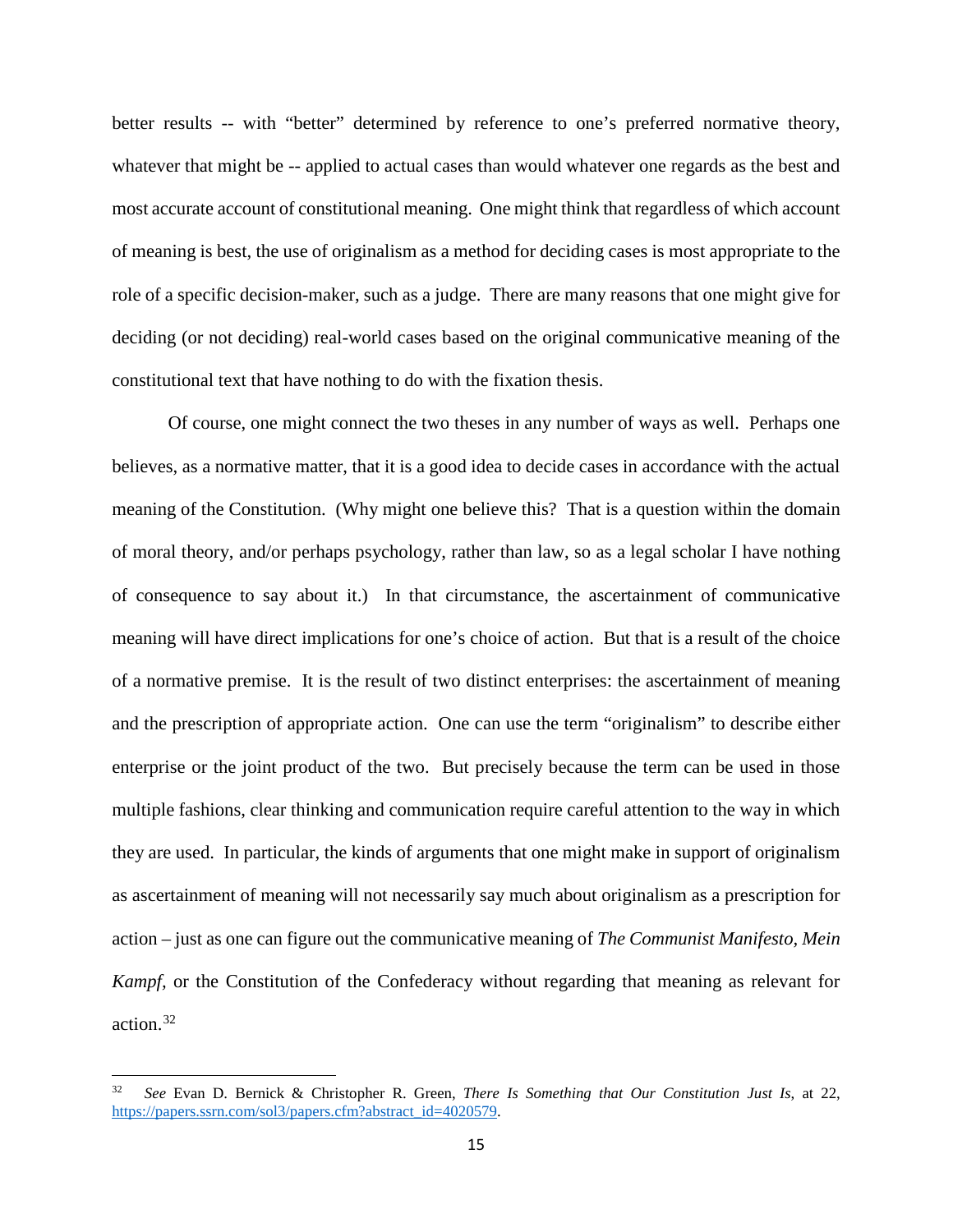better results -- with "better" determined by reference to one's preferred normative theory, whatever that might be -- applied to actual cases than would whatever one regards as the best and most accurate account of constitutional meaning. One might think that regardless of which account of meaning is best, the use of originalism as a method for deciding cases is most appropriate to the role of a specific decision-maker, such as a judge. There are many reasons that one might give for deciding (or not deciding) real-world cases based on the original communicative meaning of the constitutional text that have nothing to do with the fixation thesis.

Of course, one might connect the two theses in any number of ways as well. Perhaps one believes, as a normative matter, that it is a good idea to decide cases in accordance with the actual meaning of the Constitution. (Why might one believe this? That is a question within the domain of moral theory, and/or perhaps psychology, rather than law, so as a legal scholar I have nothing of consequence to say about it.) In that circumstance, the ascertainment of communicative meaning will have direct implications for one's choice of action. But that is a result of the choice of a normative premise. It is the result of two distinct enterprises: the ascertainment of meaning and the prescription of appropriate action. One can use the term "originalism" to describe either enterprise or the joint product of the two. But precisely because the term can be used in those multiple fashions, clear thinking and communication require careful attention to the way in which they are used. In particular, the kinds of arguments that one might make in support of originalism as ascertainment of meaning will not necessarily say much about originalism as a prescription for action – just as one can figure out the communicative meaning of *The Communist Manifesto*, *Mein Kampf*, or the Constitution of the Confederacy without regarding that meaning as relevant for action.[32]

---

[32] *See* Evan D. Bernick & Christopher R. Green, *There Is Something that Our Constitution Just Is*, at 22, https://papers.ssrn.com/sol3/papers.cfm?abstract_id=4020579.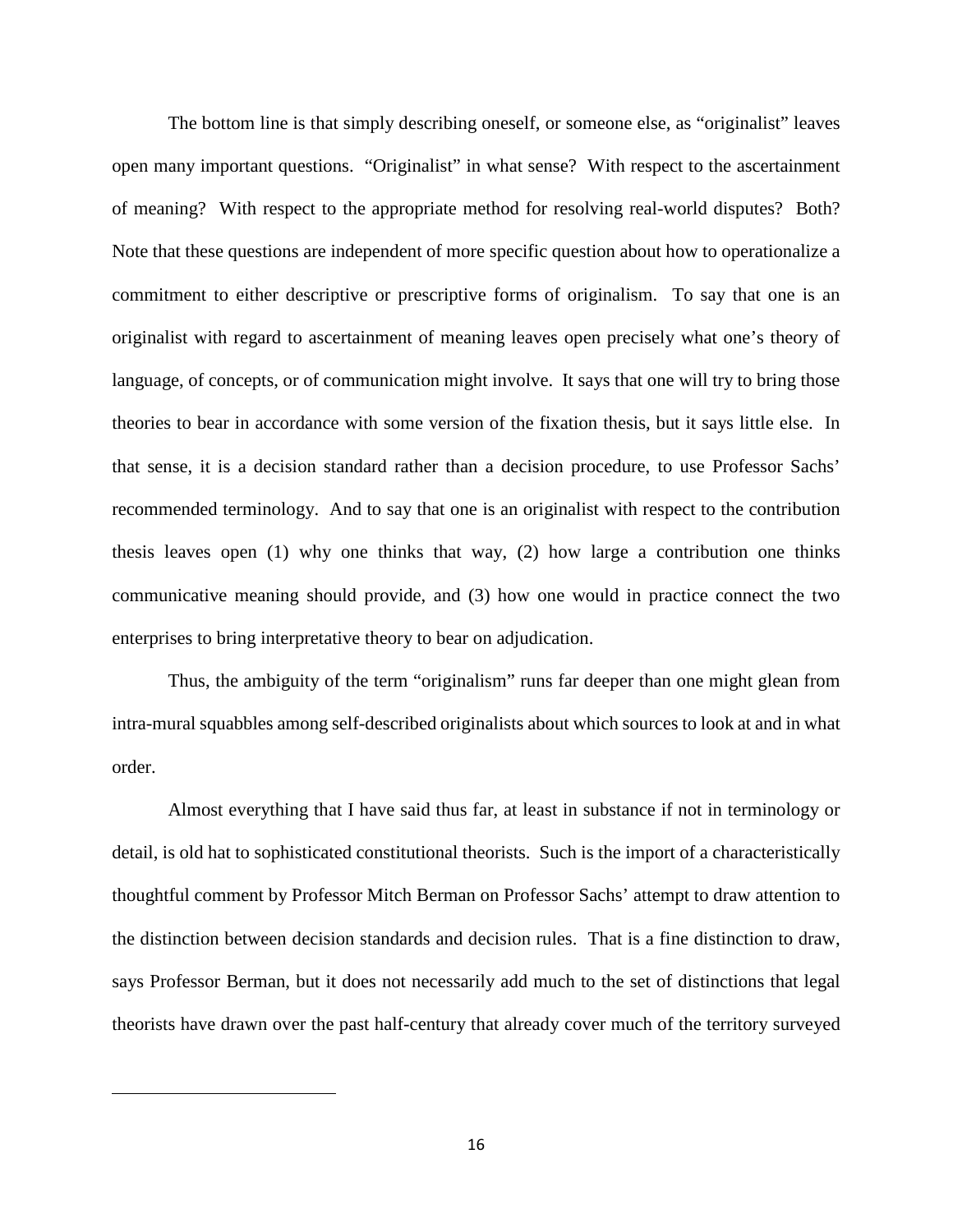The bottom line is that simply describing oneself, or someone else, as "originalist" leaves open many important questions. "Originalist" in what sense? With respect to the ascertainment of meaning? With respect to the appropriate method for resolving real-world disputes? Both? Note that these questions are independent of more specific question about how to operationalize a commitment to either descriptive or prescriptive forms of originalism. To say that one is an originalist with regard to ascertainment of meaning leaves open precisely what one's theory of language, of concepts, or of communication might involve. It says that one will try to bring those theories to bear in accordance with some version of the fixation thesis, but it says little else. In that sense, it is a decision standard rather than a decision procedure, to use Professor Sachs' recommended terminology. And to say that one is an originalist with respect to the contribution thesis leaves open (1) why one thinks that way, (2) how large a contribution one thinks communicative meaning should provide, and (3) how one would in practice connect the two enterprises to bring interpretative theory to bear on adjudication.

Thus, the ambiguity of the term "originalism" runs far deeper than one might glean from intra-mural squabbles among self-described originalists about which sources to look at and in what order.

Almost everything that I have said thus far, at least in substance if not in terminology or detail, is old hat to sophisticated constitutional theorists. Such is the import of a characteristically thoughtful comment by Professor Mitch Berman on Professor Sachs' attempt to draw attention to the distinction between decision standards and decision rules. That is a fine distinction to draw, says Professor Berman, but it does not necessarily add much to the set of distinctions that legal theorists have drawn over the past half-century that already cover much of the territory surveyed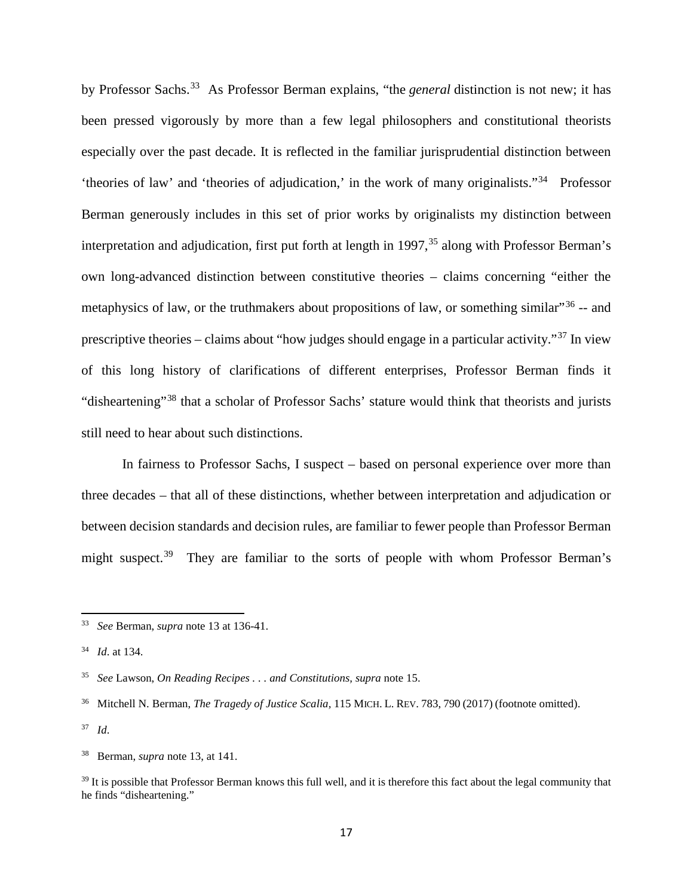by Professor Sachs.[33] As Professor Berman explains, "the *general* distinction is not new; it has been pressed vigorously by more than a few legal philosophers and constitutional theorists especially over the past decade. It is reflected in the familiar jurisprudential distinction between 'theories of law' and 'theories of adjudication,' in the work of many originalists."[34] Professor Berman generously includes in this set of prior works by originalists my distinction between interpretation and adjudication, first put forth at length in 1997,[35] along with Professor Berman's own long-advanced distinction between constitutive theories – claims concerning "either the metaphysics of law, or the truthmakers about propositions of law, or something similar"[36] -- and prescriptive theories – claims about "how judges should engage in a particular activity."[37] In view of this long history of clarifications of different enterprises, Professor Berman finds it "disheartening"[38] that a scholar of Professor Sachs' stature would think that theorists and jurists still need to hear about such distinctions.

In fairness to Professor Sachs, I suspect – based on personal experience over more than three decades – that all of these distinctions, whether between interpretation and adjudication or between decision standards and decision rules, are familiar to fewer people than Professor Berman might suspect.[39] They are familiar to the sorts of people with whom Professor Berman's

---

[33] *See* Berman, *supra* note 13 at 136-41.

[34] *Id*. at 134.

[35] *See* Lawson, *On Reading Recipes . . . and Constitutions, supra* note 15.

[36] Mitchell N. Berman, *The Tragedy of Justice Scalia*, 115 MICH. L. REV. 783, 790 (2017) (footnote omitted).

[37] *Id*.

[38] Berman, *supra* note 13, at 141.

[39] It is possible that Professor Berman knows this full well, and it is therefore this fact about the legal community that he finds "disheartening."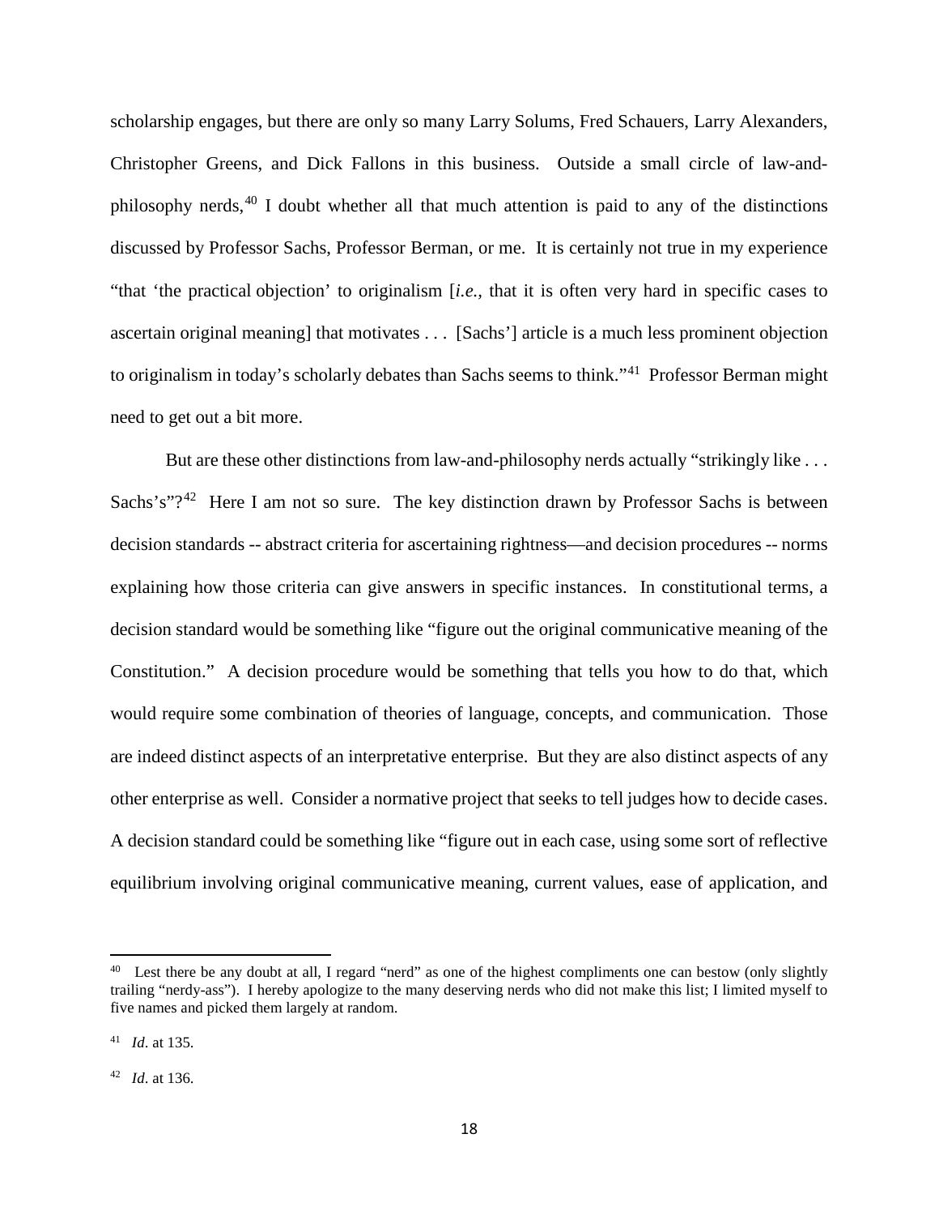scholarship engages, but there are only so many Larry Solums, Fred Schauers, Larry Alexanders, Christopher Greens, and Dick Fallons in this business. Outside a small circle of law-and-philosophy nerds,[40] I doubt whether all that much attention is paid to any of the distinctions discussed by Professor Sachs, Professor Berman, or me. It is certainly not true in my experience "that 'the practical objection' to originalism [*i.e.*, that it is often very hard in specific cases to ascertain original meaning] that motivates . . . [Sachs'] article is a much less prominent objection to originalism in today's scholarly debates than Sachs seems to think."[41] Professor Berman might need to get out a bit more.

But are these other distinctions from law-and-philosophy nerds actually "strikingly like . . . Sachs's"?[42] Here I am not so sure. The key distinction drawn by Professor Sachs is between decision standards -- abstract criteria for ascertaining rightness—and decision procedures -- norms explaining how those criteria can give answers in specific instances. In constitutional terms, a decision standard would be something like "figure out the original communicative meaning of the Constitution." A decision procedure would be something that tells you how to do that, which would require some combination of theories of language, concepts, and communication. Those are indeed distinct aspects of an interpretative enterprise. But they are also distinct aspects of any other enterprise as well. Consider a normative project that seeks to tell judges how to decide cases. A decision standard could be something like "figure out in each case, using some sort of reflective equilibrium involving original communicative meaning, current values, ease of application, and

---

[40] Lest there be any doubt at all, I regard "nerd" as one of the highest compliments one can bestow (only slightly trailing "nerdy-ass"). I hereby apologize to the many deserving nerds who did not make this list; I limited myself to five names and picked them largely at random.

[41] *Id*. at 135.

[42] *Id*. at 136.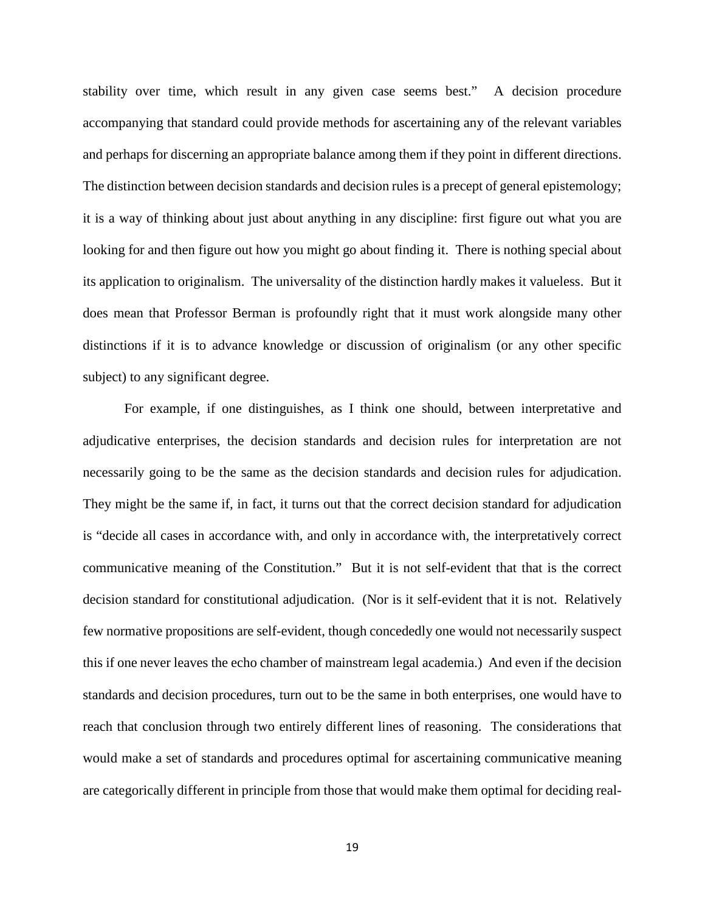stability over time, which result in any given case seems best." A decision procedure accompanying that standard could provide methods for ascertaining any of the relevant variables and perhaps for discerning an appropriate balance among them if they point in different directions. The distinction between decision standards and decision rules is a precept of general epistemology; it is a way of thinking about just about anything in any discipline: first figure out what you are looking for and then figure out how you might go about finding it. There is nothing special about its application to originalism. The universality of the distinction hardly makes it valueless. But it does mean that Professor Berman is profoundly right that it must work alongside many other distinctions if it is to advance knowledge or discussion of originalism (or any other specific subject) to any significant degree.

For example, if one distinguishes, as I think one should, between interpretative and adjudicative enterprises, the decision standards and decision rules for interpretation are not necessarily going to be the same as the decision standards and decision rules for adjudication. They might be the same if, in fact, it turns out that the correct decision standard for adjudication is "decide all cases in accordance with, and only in accordance with, the interpretatively correct communicative meaning of the Constitution." But it is not self-evident that that is the correct decision standard for constitutional adjudication. (Nor is it self-evident that it is not. Relatively few normative propositions are self-evident, though concededly one would not necessarily suspect this if one never leaves the echo chamber of mainstream legal academia.) And even if the decision standards and decision procedures, turn out to be the same in both enterprises, one would have to reach that conclusion through two entirely different lines of reasoning. The considerations that would make a set of standards and procedures optimal for ascertaining communicative meaning are categorically different in principle from those that would make them optimal for deciding real-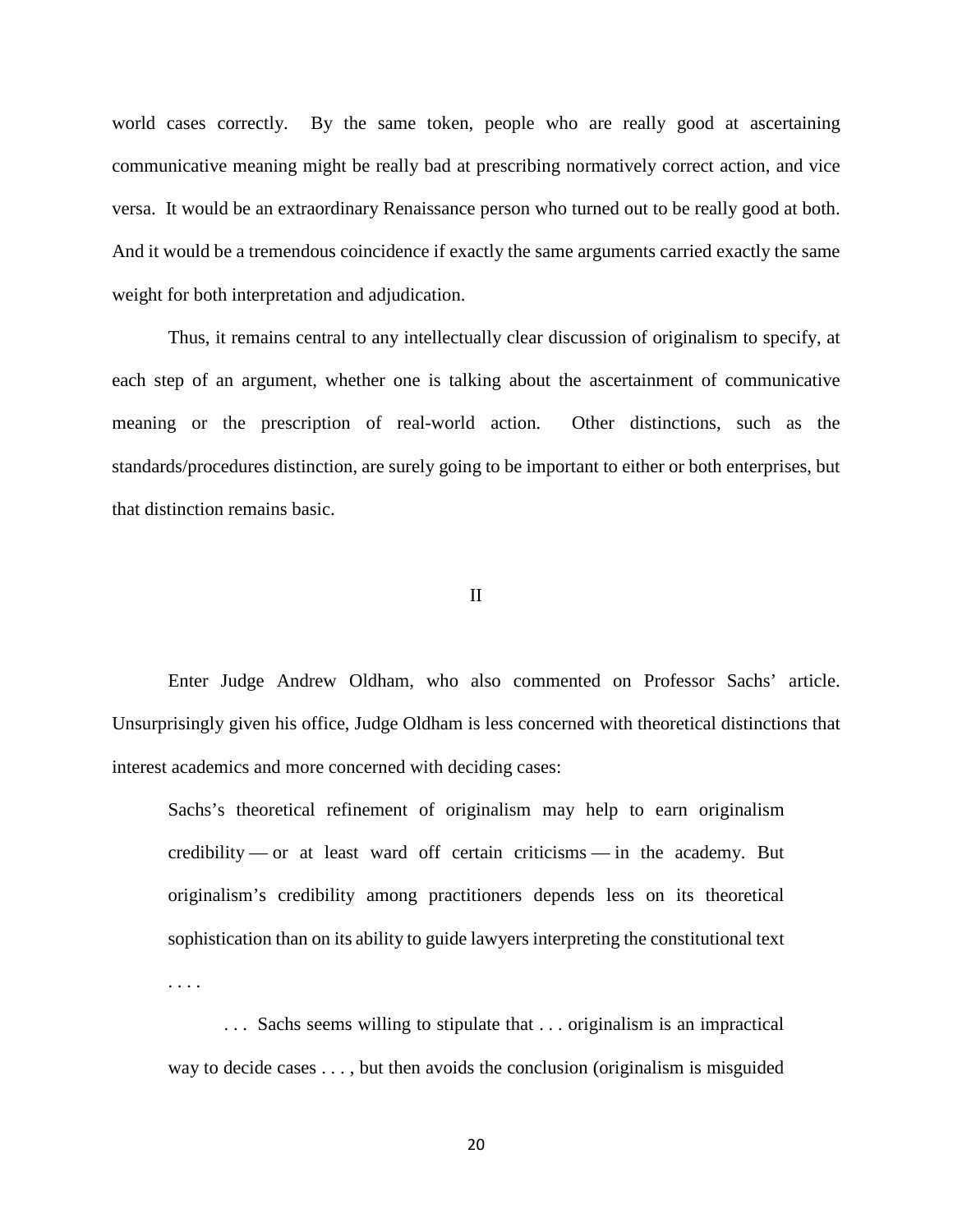world cases correctly. By the same token, people who are really good at ascertaining communicative meaning might be really bad at prescribing normatively correct action, and vice versa. It would be an extraordinary Renaissance person who turned out to be really good at both. And it would be a tremendous coincidence if exactly the same arguments carried exactly the same weight for both interpretation and adjudication.

Thus, it remains central to any intellectually clear discussion of originalism to specify, at each step of an argument, whether one is talking about the ascertainment of communicative meaning or the prescription of real-world action. Other distinctions, such as the standards/procedures distinction, are surely going to be important to either or both enterprises, but that distinction remains basic.

## II

Enter Judge Andrew Oldham, who also commented on Professor Sachs' article. Unsurprisingly given his office, Judge Oldham is less concerned with theoretical distinctions that interest academics and more concerned with deciding cases:

> Sachs's theoretical refinement of originalism may help to earn originalism credibility — or at least ward off certain criticisms — in the academy. But originalism's credibility among practitioners depends less on its theoretical sophistication than on its ability to guide lawyers interpreting the constitutional text . . . .
>
> . . . Sachs seems willing to stipulate that . . . originalism is an impractical way to decide cases . . . , but then avoids the conclusion (originalism is misguided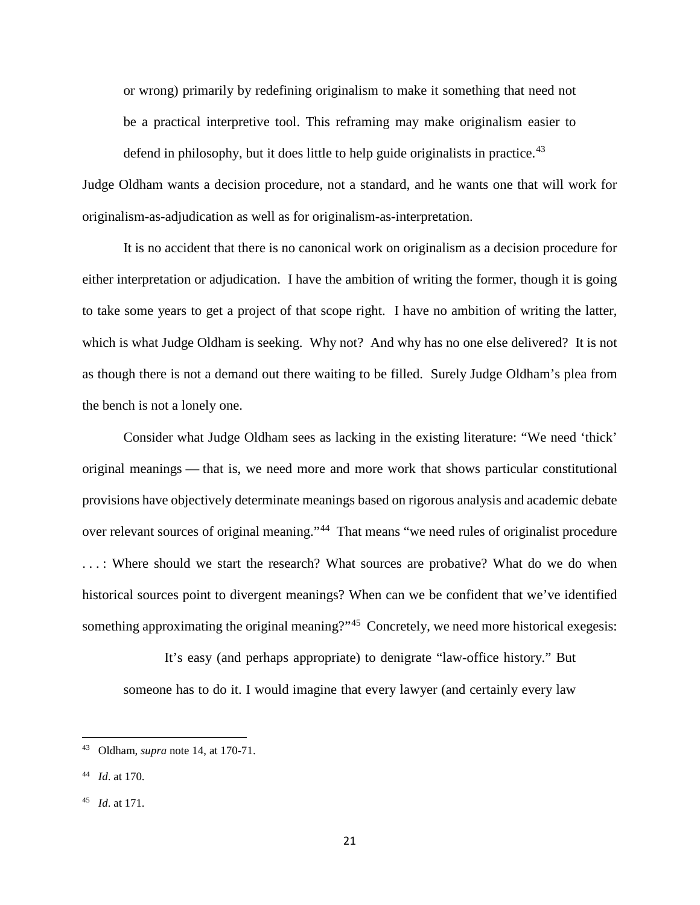> or wrong) primarily by redefining originalism to make it something that need not be a practical interpretive tool. This reframing may make originalism easier to defend in philosophy, but it does little to help guide originalists in practice.[43]

Judge Oldham wants a decision procedure, not a standard, and he wants one that will work for originalism-as-adjudication as well as for originalism-as-interpretation.

It is no accident that there is no canonical work on originalism as a decision procedure for either interpretation or adjudication. I have the ambition of writing the former, though it is going to take some years to get a project of that scope right. I have no ambition of writing the latter, which is what Judge Oldham is seeking. Why not? And why has no one else delivered? It is not as though there is not a demand out there waiting to be filled. Surely Judge Oldham's plea from the bench is not a lonely one.

Consider what Judge Oldham sees as lacking in the existing literature: "We need 'thick' original meanings — that is, we need more and more work that shows particular constitutional provisions have objectively determinate meanings based on rigorous analysis and academic debate over relevant sources of original meaning."[44] That means "we need rules of originalist procedure . . . : Where should we start the research? What sources are probative? What do we do when historical sources point to divergent meanings? When can we be confident that we've identified something approximating the original meaning?"[45] Concretely, we need more historical exegesis:

> It's easy (and perhaps appropriate) to denigrate "law-office history." But someone has to do it. I would imagine that every lawyer (and certainly every law

---

[43] Oldham, *supra* note 14, at 170-71.

[44] *Id*. at 170.

[45] *Id*. at 171.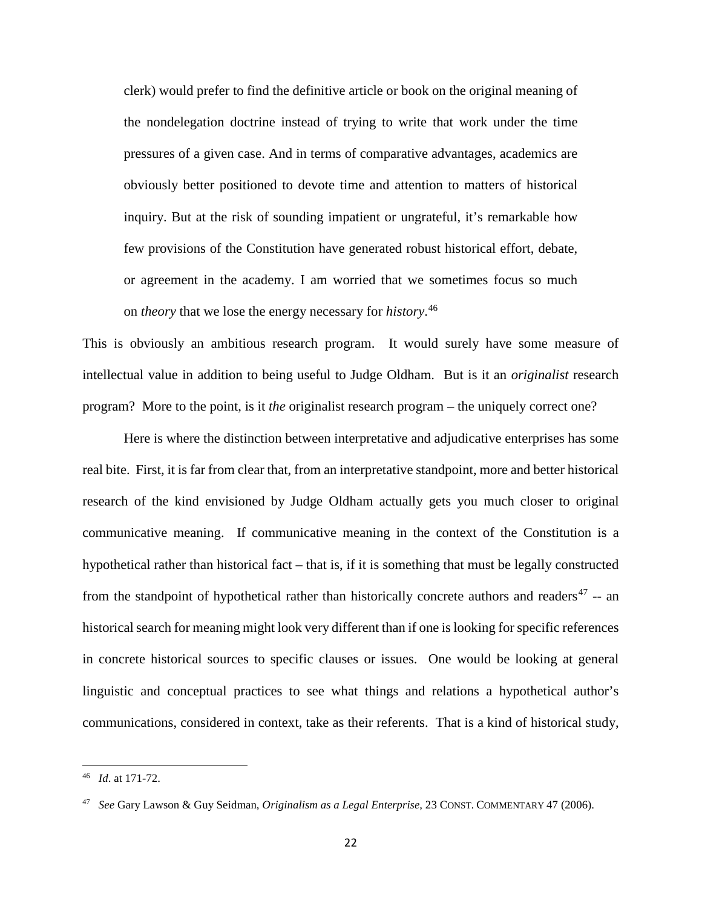> clerk) would prefer to find the definitive article or book on the original meaning of the nondelegation doctrine instead of trying to write that work under the time pressures of a given case. And in terms of comparative advantages, academics are obviously better positioned to devote time and attention to matters of historical inquiry. But at the risk of sounding impatient or ungrateful, it's remarkable how few provisions of the Constitution have generated robust historical effort, debate, or agreement in the academy. I am worried that we sometimes focus so much on *theory* that we lose the energy necessary for *history*.[46]

This is obviously an ambitious research program. It would surely have some measure of intellectual value in addition to being useful to Judge Oldham. But is it an *originalist* research program? More to the point, is it *the* originalist research program – the uniquely correct one?

Here is where the distinction between interpretative and adjudicative enterprises has some real bite. First, it is far from clear that, from an interpretative standpoint, more and better historical research of the kind envisioned by Judge Oldham actually gets you much closer to original communicative meaning. If communicative meaning in the context of the Constitution is a hypothetical rather than historical fact – that is, if it is something that must be legally constructed from the standpoint of hypothetical rather than historically concrete authors and readers[47] -- an historical search for meaning might look very different than if one is looking for specific references in concrete historical sources to specific clauses or issues. One would be looking at general linguistic and conceptual practices to see what things and relations a hypothetical author's communications, considered in context, take as their referents. That is a kind of historical study,

---

[46] *Id*. at 171-72.

[47] *See* Gary Lawson & Guy Seidman, *Originalism as a Legal Enterprise,* 23 CONST. COMMENTARY 47 (2006).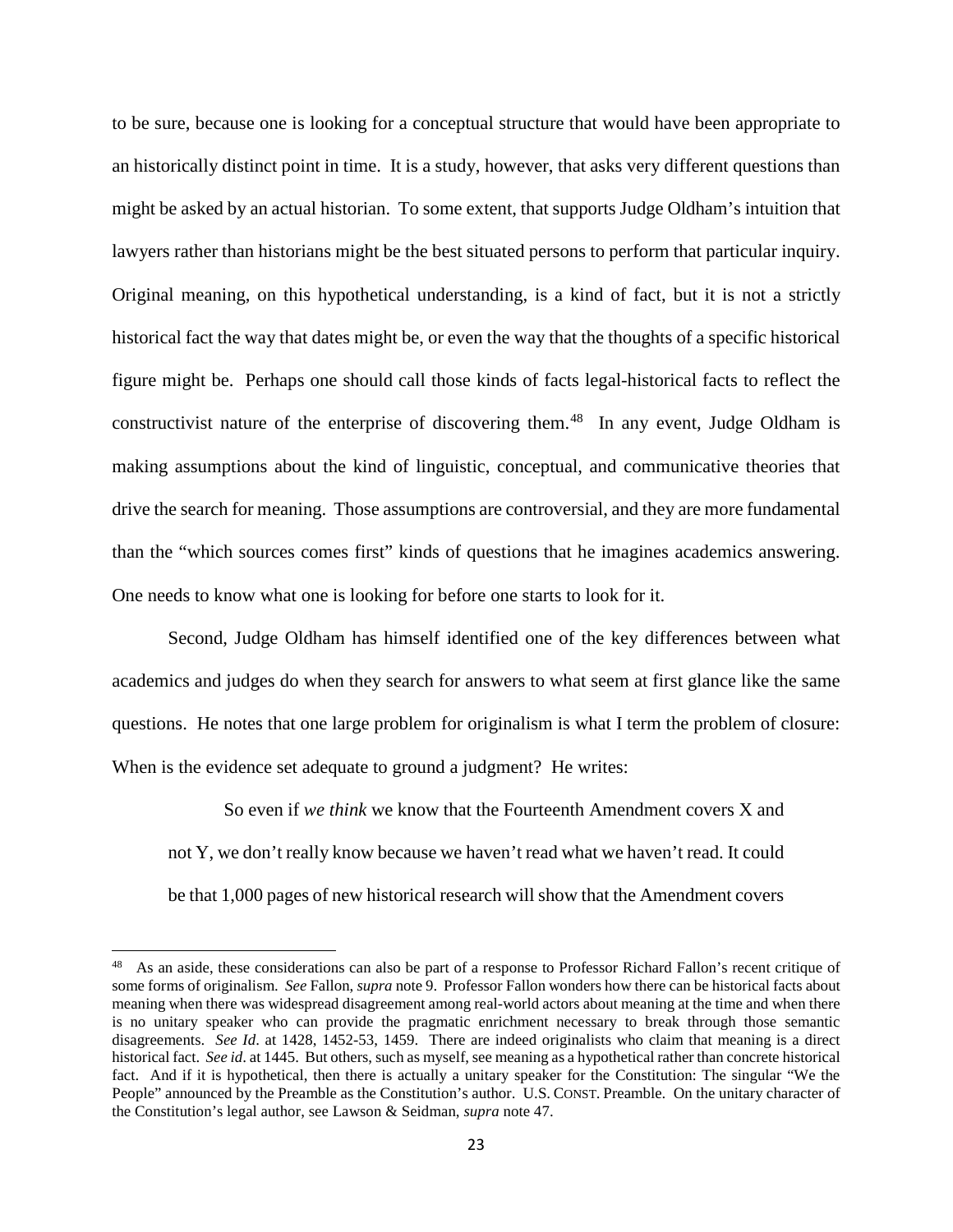to be sure, because one is looking for a conceptual structure that would have been appropriate to an historically distinct point in time. It is a study, however, that asks very different questions than might be asked by an actual historian. To some extent, that supports Judge Oldham's intuition that lawyers rather than historians might be the best situated persons to perform that particular inquiry. Original meaning, on this hypothetical understanding, is a kind of fact, but it is not a strictly historical fact the way that dates might be, or even the way that the thoughts of a specific historical figure might be. Perhaps one should call those kinds of facts legal-historical facts to reflect the constructivist nature of the enterprise of discovering them.[48] In any event, Judge Oldham is making assumptions about the kind of linguistic, conceptual, and communicative theories that drive the search for meaning. Those assumptions are controversial, and they are more fundamental than the "which sources comes first" kinds of questions that he imagines academics answering. One needs to know what one is looking for before one starts to look for it.

Second, Judge Oldham has himself identified one of the key differences between what academics and judges do when they search for answers to what seem at first glance like the same questions. He notes that one large problem for originalism is what I term the problem of closure: When is the evidence set adequate to ground a judgment? He writes:

> So even if *we think* we know that the Fourteenth Amendment covers X and not Y, we don't really know because we haven't read what we haven't read. It could be that 1,000 pages of new historical research will show that the Amendment covers

---

[48] As an aside, these considerations can also be part of a response to Professor Richard Fallon's recent critique of some forms of originalism. *See* Fallon, *supra* note 9. Professor Fallon wonders how there can be historical facts about meaning when there was widespread disagreement among real-world actors about meaning at the time and when there is no unitary speaker who can provide the pragmatic enrichment necessary to break through those semantic disagreements. *See Id*. at 1428, 1452-53, 1459. There are indeed originalists who claim that meaning is a direct historical fact. *See id*. at 1445. But others, such as myself, see meaning as a hypothetical rather than concrete historical fact. And if it is hypothetical, then there is actually a unitary speaker for the Constitution: The singular "We the People" announced by the Preamble as the Constitution's author. U.S. CONST. Preamble. On the unitary character of the Constitution's legal author, see Lawson & Seidman, *supra* note 47.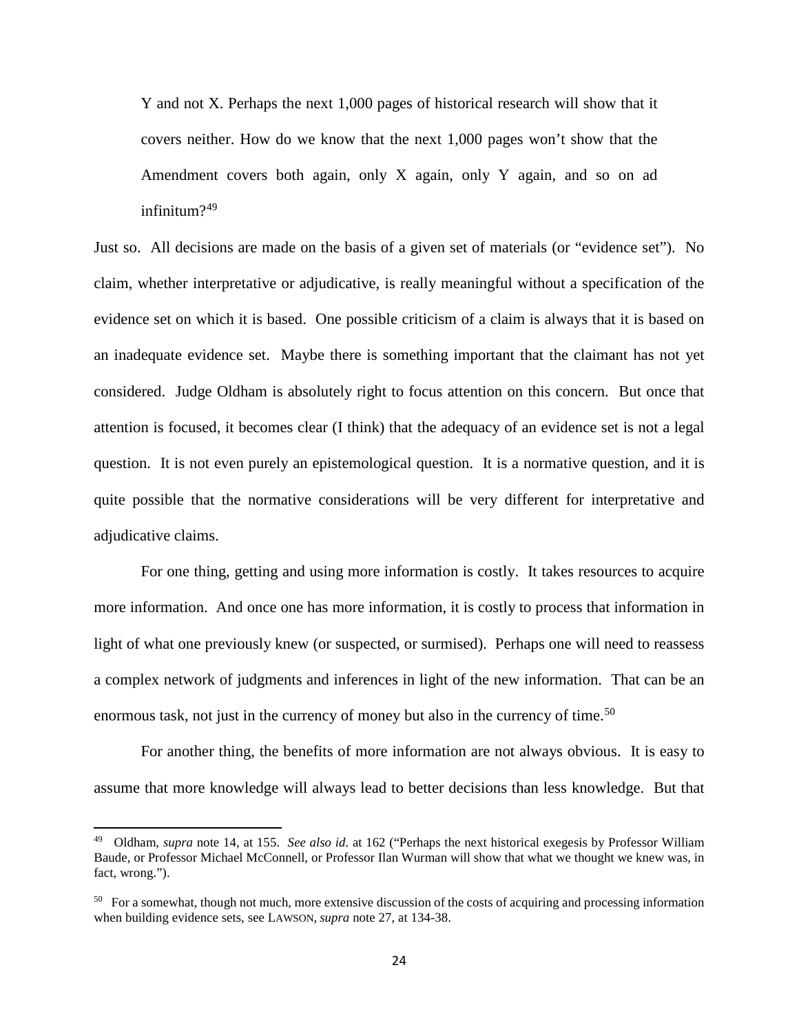> Y and not X. Perhaps the next 1,000 pages of historical research will show that it covers neither. How do we know that the next 1,000 pages won't show that the Amendment covers both again, only X again, only Y again, and so on ad infinitum?[49]

Just so. All decisions are made on the basis of a given set of materials (or "evidence set"). No claim, whether interpretative or adjudicative, is really meaningful without a specification of the evidence set on which it is based. One possible criticism of a claim is always that it is based on an inadequate evidence set. Maybe there is something important that the claimant has not yet considered. Judge Oldham is absolutely right to focus attention on this concern. But once that attention is focused, it becomes clear (I think) that the adequacy of an evidence set is not a legal question. It is not even purely an epistemological question. It is a normative question, and it is quite possible that the normative considerations will be very different for interpretative and adjudicative claims.

For one thing, getting and using more information is costly. It takes resources to acquire more information. And once one has more information, it is costly to process that information in light of what one previously knew (or suspected, or surmised). Perhaps one will need to reassess a complex network of judgments and inferences in light of the new information. That can be an enormous task, not just in the currency of money but also in the currency of time.[50]

For another thing, the benefits of more information are not always obvious. It is easy to assume that more knowledge will always lead to better decisions than less knowledge. But that

---

[49] Oldham, *supra* note 14, at 155. *See also id*. at 162 ("Perhaps the next historical exegesis by Professor William Baude, or Professor Michael McConnell, or Professor Ilan Wurman will show that what we thought we knew was, in fact, wrong.").

[50] For a somewhat, though not much, more extensive discussion of the costs of acquiring and processing information when building evidence sets, see LAWSON, *supra* note 27, at 134-38.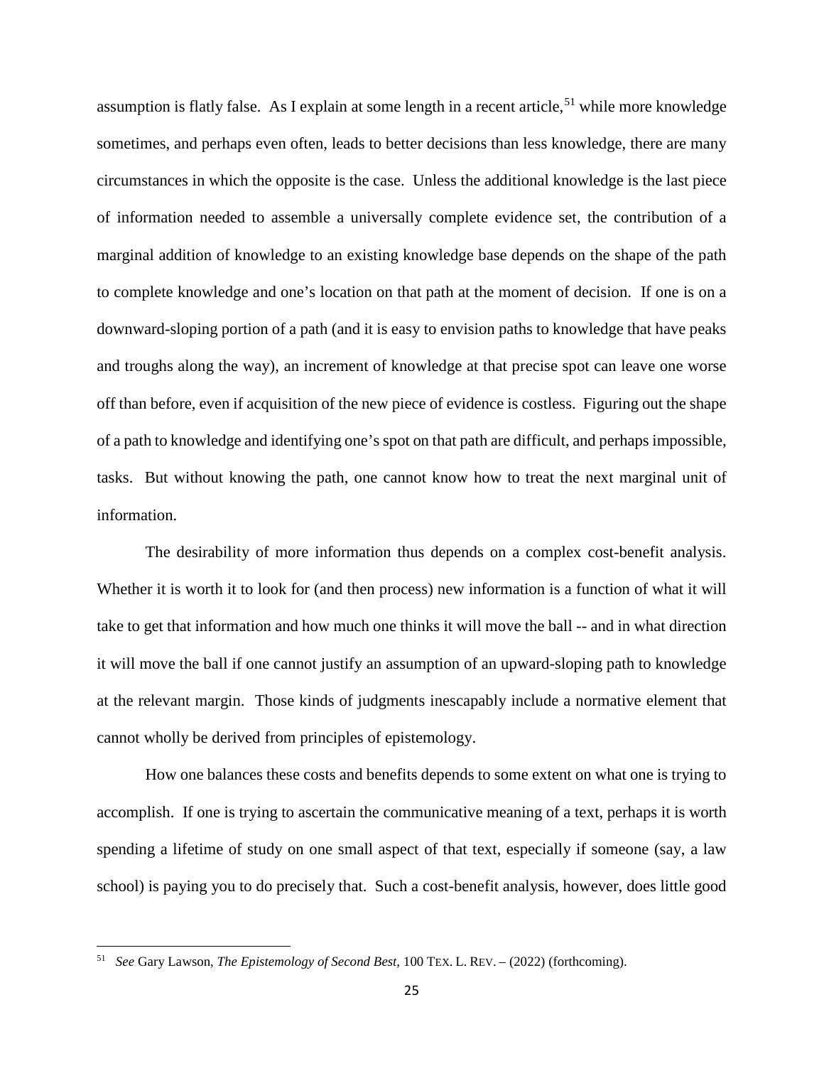assumption is flatly false. As I explain at some length in a recent article,[51] while more knowledge sometimes, and perhaps even often, leads to better decisions than less knowledge, there are many circumstances in which the opposite is the case. Unless the additional knowledge is the last piece of information needed to assemble a universally complete evidence set, the contribution of a marginal addition of knowledge to an existing knowledge base depends on the shape of the path to complete knowledge and one's location on that path at the moment of decision. If one is on a downward-sloping portion of a path (and it is easy to envision paths to knowledge that have peaks and troughs along the way), an increment of knowledge at that precise spot can leave one worse off than before, even if acquisition of the new piece of evidence is costless. Figuring out the shape of a path to knowledge and identifying one's spot on that path are difficult, and perhaps impossible, tasks. But without knowing the path, one cannot know how to treat the next marginal unit of information.

The desirability of more information thus depends on a complex cost-benefit analysis. Whether it is worth it to look for (and then process) new information is a function of what it will take to get that information and how much one thinks it will move the ball -- and in what direction it will move the ball if one cannot justify an assumption of an upward-sloping path to knowledge at the relevant margin. Those kinds of judgments inescapably include a normative element that cannot wholly be derived from principles of epistemology.

How one balances these costs and benefits depends to some extent on what one is trying to accomplish. If one is trying to ascertain the communicative meaning of a text, perhaps it is worth spending a lifetime of study on one small aspect of that text, especially if someone (say, a law school) is paying you to do precisely that. Such a cost-benefit analysis, however, does little good

---

[51] *See* Gary Lawson, *The Epistemology of Second Best*, 100 TEX. L. REV. – (2022) (forthcoming).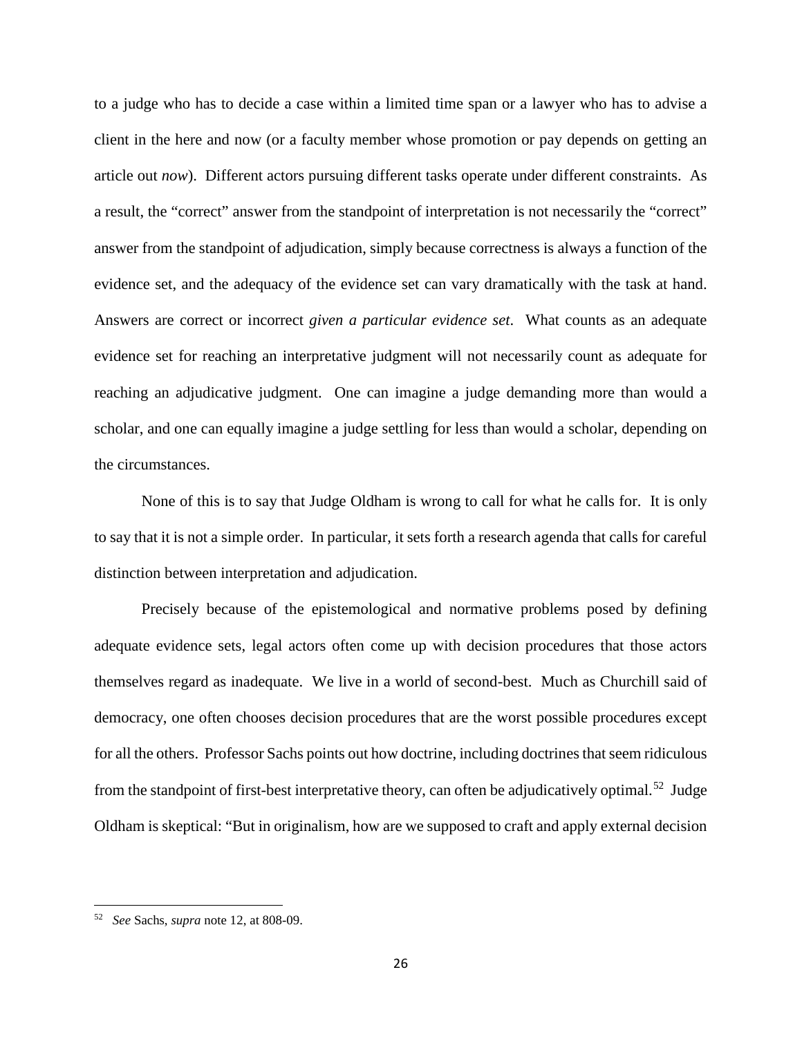to a judge who has to decide a case within a limited time span or a lawyer who has to advise a client in the here and now (or a faculty member whose promotion or pay depends on getting an article out *now*). Different actors pursuing different tasks operate under different constraints. As a result, the "correct" answer from the standpoint of interpretation is not necessarily the "correct" answer from the standpoint of adjudication, simply because correctness is always a function of the evidence set, and the adequacy of the evidence set can vary dramatically with the task at hand. Answers are correct or incorrect *given a particular evidence set*. What counts as an adequate evidence set for reaching an interpretative judgment will not necessarily count as adequate for reaching an adjudicative judgment. One can imagine a judge demanding more than would a scholar, and one can equally imagine a judge settling for less than would a scholar, depending on the circumstances.

None of this is to say that Judge Oldham is wrong to call for what he calls for. It is only to say that it is not a simple order. In particular, it sets forth a research agenda that calls for careful distinction between interpretation and adjudication.

Precisely because of the epistemological and normative problems posed by defining adequate evidence sets, legal actors often come up with decision procedures that those actors themselves regard as inadequate. We live in a world of second-best. Much as Churchill said of democracy, one often chooses decision procedures that are the worst possible procedures except for all the others. Professor Sachs points out how doctrine, including doctrines that seem ridiculous from the standpoint of first-best interpretative theory, can often be adjudicatively optimal.[52] Judge Oldham is skeptical: "But in originalism, how are we supposed to craft and apply external decision

---

[52] *See* Sachs, *supra* note 12, at 808-09.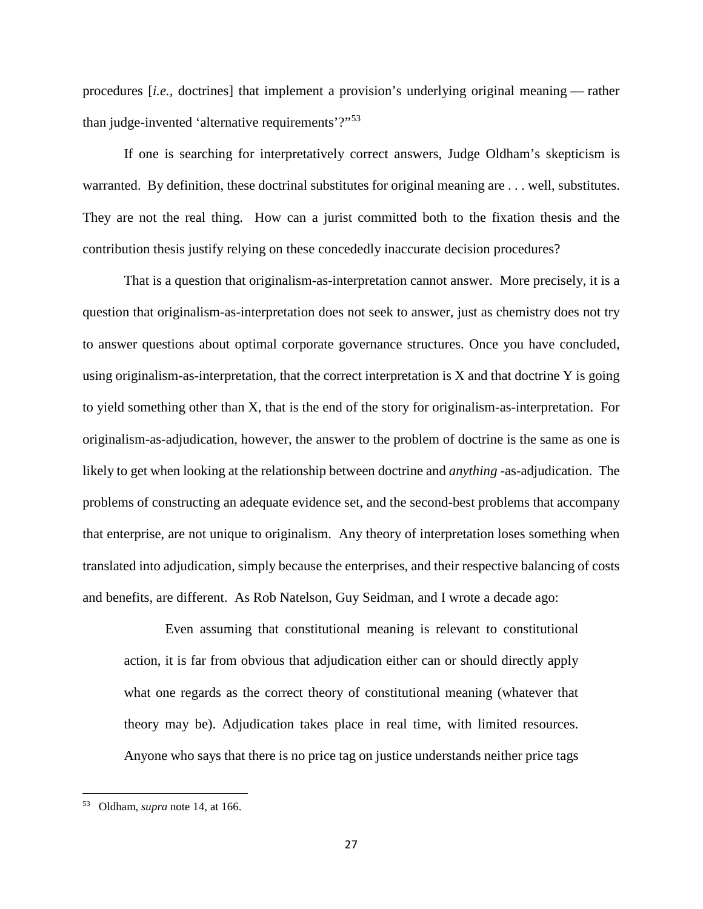procedures [*i.e.*, doctrines] that implement a provision's underlying original meaning — rather than judge-invented 'alternative requirements'?"[53]

If one is searching for interpretatively correct answers, Judge Oldham's skepticism is warranted. By definition, these doctrinal substitutes for original meaning are . . . well, substitutes. They are not the real thing. How can a jurist committed both to the fixation thesis and the contribution thesis justify relying on these concededly inaccurate decision procedures?

That is a question that originalism-as-interpretation cannot answer. More precisely, it is a question that originalism-as-interpretation does not seek to answer, just as chemistry does not try to answer questions about optimal corporate governance structures. Once you have concluded, using originalism-as-interpretation, that the correct interpretation is X and that doctrine Y is going to yield something other than X, that is the end of the story for originalism-as-interpretation. For originalism-as-adjudication, however, the answer to the problem of doctrine is the same as one is likely to get when looking at the relationship between doctrine and *anything* -as-adjudication. The problems of constructing an adequate evidence set, and the second-best problems that accompany that enterprise, are not unique to originalism. Any theory of interpretation loses something when translated into adjudication, simply because the enterprises, and their respective balancing of costs and benefits, are different. As Rob Natelson, Guy Seidman, and I wrote a decade ago:

> Even assuming that constitutional meaning is relevant to constitutional action, it is far from obvious that adjudication either can or should directly apply what one regards as the correct theory of constitutional meaning (whatever that theory may be). Adjudication takes place in real time, with limited resources. Anyone who says that there is no price tag on justice understands neither price tags

---

[53] Oldham, *supra* note 14, at 166.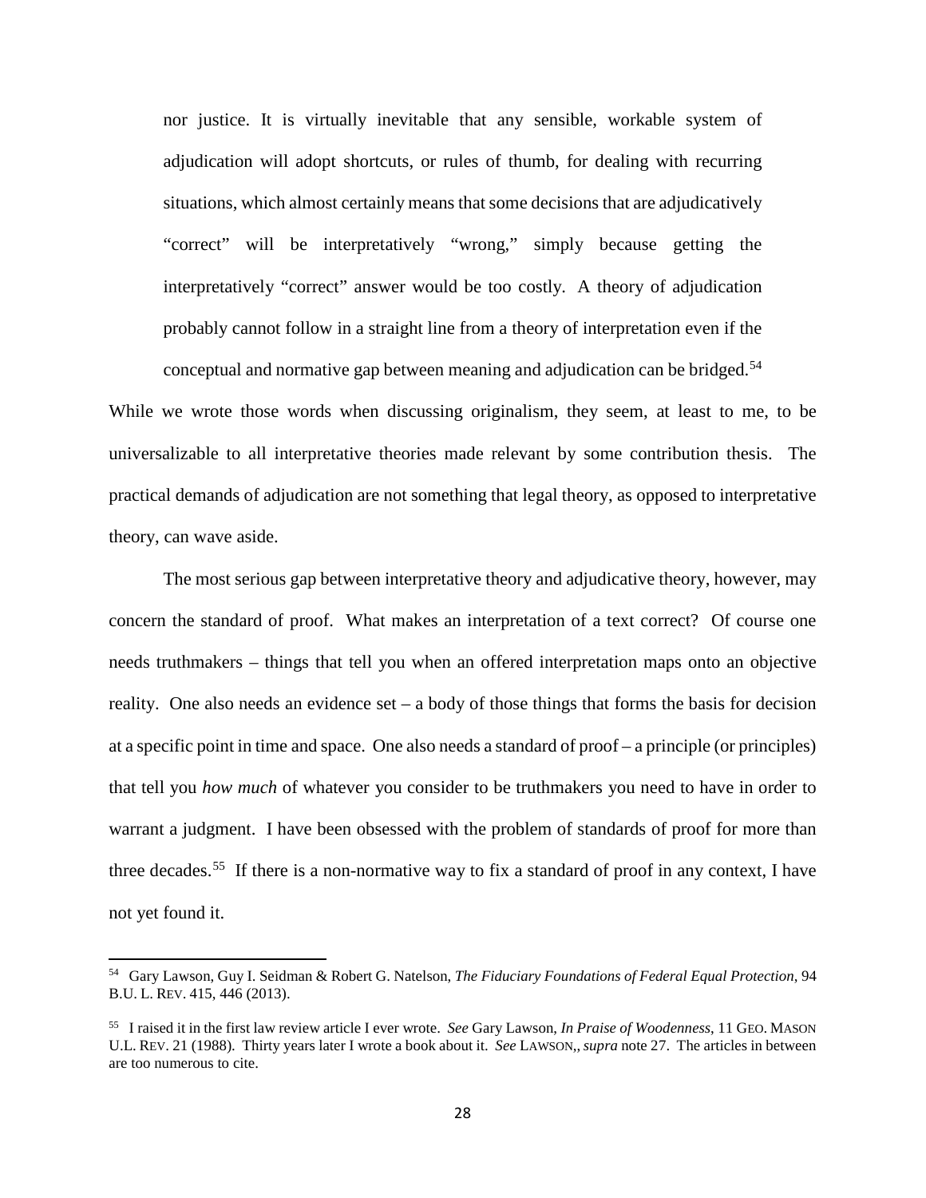> nor justice. It is virtually inevitable that any sensible, workable system of adjudication will adopt shortcuts, or rules of thumb, for dealing with recurring situations, which almost certainly means that some decisions that are adjudicatively "correct" will be interpretatively "wrong," simply because getting the interpretatively "correct" answer would be too costly. A theory of adjudication probably cannot follow in a straight line from a theory of interpretation even if the conceptual and normative gap between meaning and adjudication can be bridged.[54]

While we wrote those words when discussing originalism, they seem, at least to me, to be universalizable to all interpretative theories made relevant by some contribution thesis. The practical demands of adjudication are not something that legal theory, as opposed to interpretative theory, can wave aside.

The most serious gap between interpretative theory and adjudicative theory, however, may concern the standard of proof. What makes an interpretation of a text correct? Of course one needs truthmakers – things that tell you when an offered interpretation maps onto an objective reality. One also needs an evidence set – a body of those things that forms the basis for decision at a specific point in time and space. One also needs a standard of proof – a principle (or principles) that tell you *how much* of whatever you consider to be truthmakers you need to have in order to warrant a judgment. I have been obsessed with the problem of standards of proof for more than three decades.[55] If there is a non-normative way to fix a standard of proof in any context, I have not yet found it.

---

[54] Gary Lawson, Guy I. Seidman & Robert G. Natelson, *The Fiduciary Foundations of Federal Equal Protection*, 94 B.U. L. REV. 415, 446 (2013).

[55] I raised it in the first law review article I ever wrote. *See* Gary Lawson, *In Praise of Woodenness*, 11 GEO. MASON U.L. REV. 21 (1988). Thirty years later I wrote a book about it. *See* LAWSON,, *supra* note 27. The articles in between are too numerous to cite.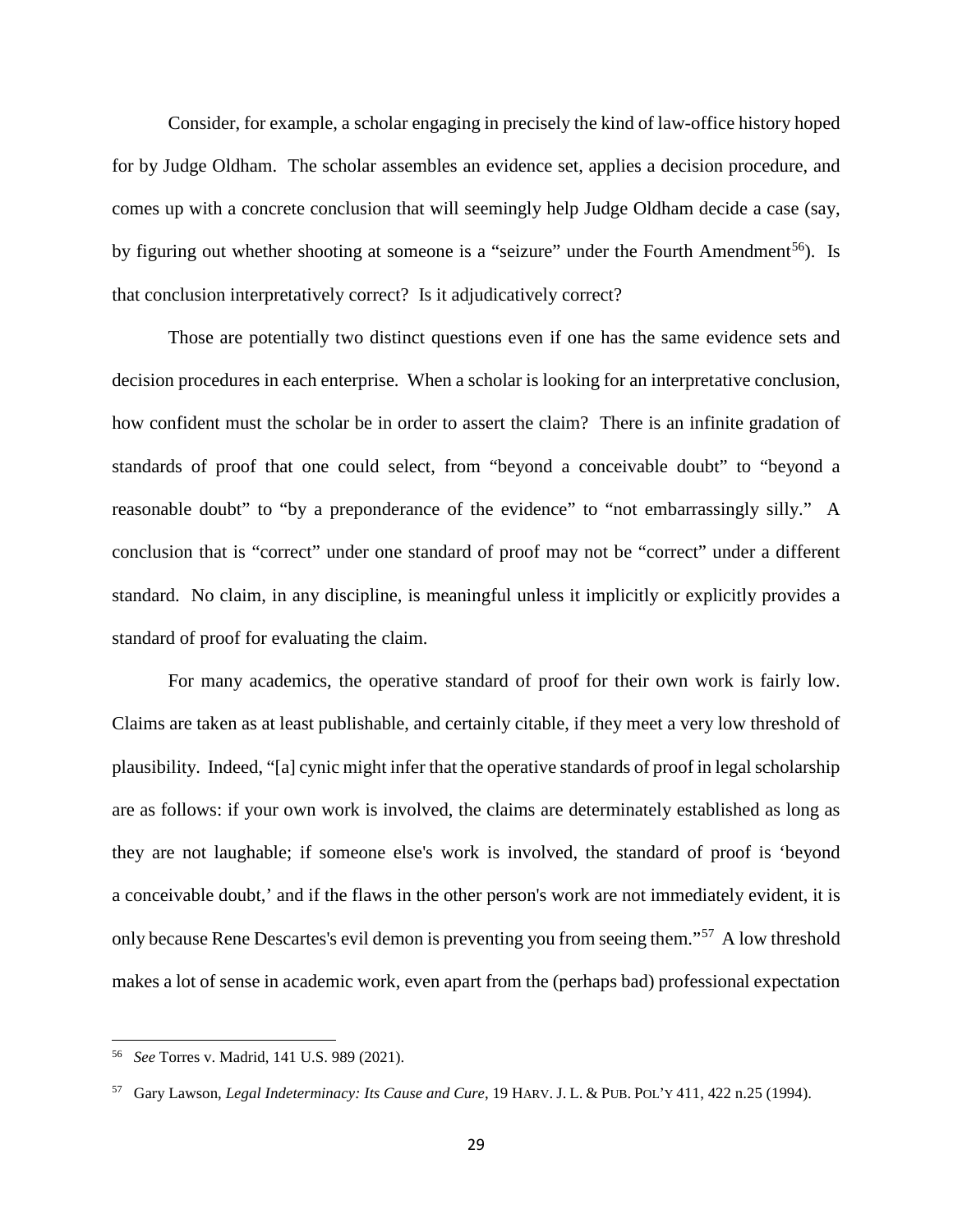Consider, for example, a scholar engaging in precisely the kind of law-office history hoped for by Judge Oldham. The scholar assembles an evidence set, applies a decision procedure, and comes up with a concrete conclusion that will seemingly help Judge Oldham decide a case (say, by figuring out whether shooting at someone is a "seizure" under the Fourth Amendment[56]). Is that conclusion interpretatively correct? Is it adjudicatively correct?

Those are potentially two distinct questions even if one has the same evidence sets and decision procedures in each enterprise. When a scholar is looking for an interpretative conclusion, how confident must the scholar be in order to assert the claim? There is an infinite gradation of standards of proof that one could select, from "beyond a conceivable doubt" to "beyond a reasonable doubt" to "by a preponderance of the evidence" to "not embarrassingly silly." A conclusion that is "correct" under one standard of proof may not be "correct" under a different standard. No claim, in any discipline, is meaningful unless it implicitly or explicitly provides a standard of proof for evaluating the claim.

For many academics, the operative standard of proof for their own work is fairly low. Claims are taken as at least publishable, and certainly citable, if they meet a very low threshold of plausibility. Indeed, "[a] cynic might infer that the operative standards of proof in legal scholarship are as follows: if your own work is involved, the claims are determinately established as long as they are not laughable; if someone else's work is involved, the standard of proof is 'beyond a conceivable doubt,' and if the flaws in the other person's work are not immediately evident, it is only because Rene Descartes's evil demon is preventing you from seeing them."[57] A low threshold makes a lot of sense in academic work, even apart from the (perhaps bad) professional expectation

---

[56] *See* Torres v. Madrid, 141 U.S. 989 (2021).

[57] Gary Lawson, *Legal Indeterminacy: Its Cause and Cure*, 19 HARV. J. L. & PUB. POL'Y 411, 422 n.25 (1994).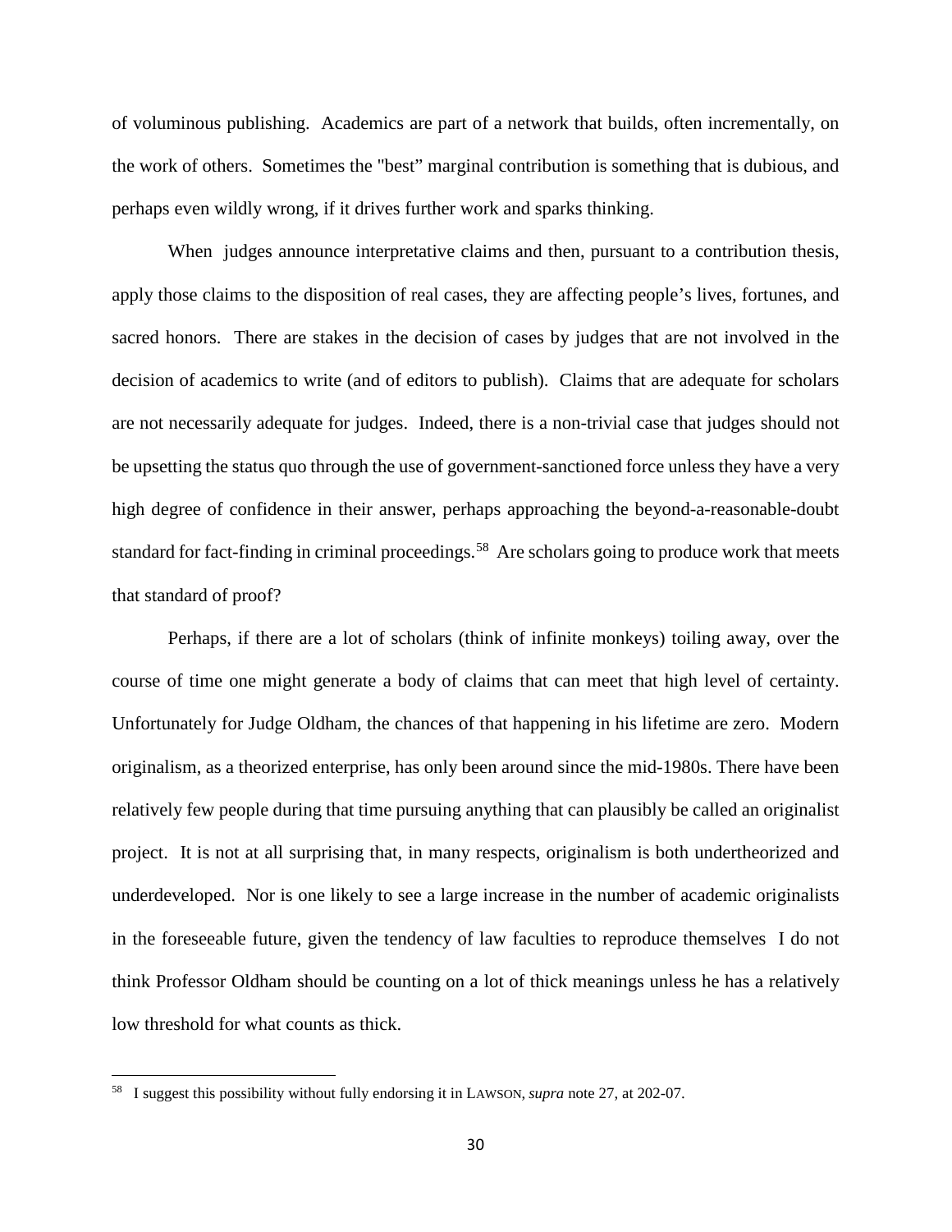of voluminous publishing. Academics are part of a network that builds, often incrementally, on the work of others. Sometimes the "best" marginal contribution is something that is dubious, and perhaps even wildly wrong, if it drives further work and sparks thinking.

When judges announce interpretative claims and then, pursuant to a contribution thesis, apply those claims to the disposition of real cases, they are affecting people's lives, fortunes, and sacred honors. There are stakes in the decision of cases by judges that are not involved in the decision of academics to write (and of editors to publish). Claims that are adequate for scholars are not necessarily adequate for judges. Indeed, there is a non-trivial case that judges should not be upsetting the status quo through the use of government-sanctioned force unless they have a very high degree of confidence in their answer, perhaps approaching the beyond-a-reasonable-doubt standard for fact-finding in criminal proceedings.[58] Are scholars going to produce work that meets that standard of proof?

Perhaps, if there are a lot of scholars (think of infinite monkeys) toiling away, over the course of time one might generate a body of claims that can meet that high level of certainty. Unfortunately for Judge Oldham, the chances of that happening in his lifetime are zero. Modern originalism, as a theorized enterprise, has only been around since the mid-1980s. There have been relatively few people during that time pursuing anything that can plausibly be called an originalist project. It is not at all surprising that, in many respects, originalism is both undertheorized and underdeveloped. Nor is one likely to see a large increase in the number of academic originalists in the foreseeable future, given the tendency of law faculties to reproduce themselves I do not think Professor Oldham should be counting on a lot of thick meanings unless he has a relatively low threshold for what counts as thick.

[58] I suggest this possibility without fully endorsing it in LAWSON, *supra* note 27, at 202-07.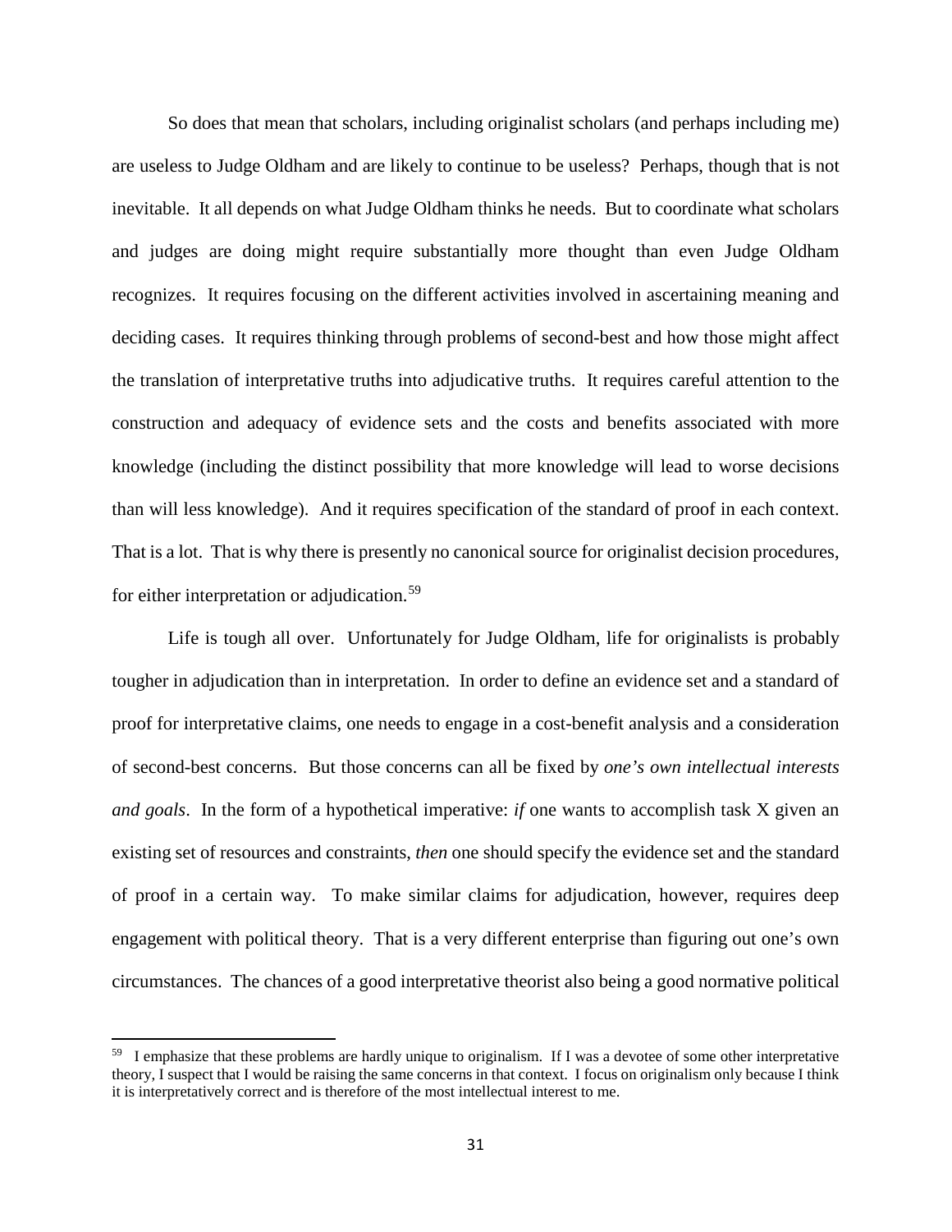So does that mean that scholars, including originalist scholars (and perhaps including me) are useless to Judge Oldham and are likely to continue to be useless? Perhaps, though that is not inevitable. It all depends on what Judge Oldham thinks he needs. But to coordinate what scholars and judges are doing might require substantially more thought than even Judge Oldham recognizes. It requires focusing on the different activities involved in ascertaining meaning and deciding cases. It requires thinking through problems of second-best and how those might affect the translation of interpretative truths into adjudicative truths. It requires careful attention to the construction and adequacy of evidence sets and the costs and benefits associated with more knowledge (including the distinct possibility that more knowledge will lead to worse decisions than will less knowledge). And it requires specification of the standard of proof in each context. That is a lot. That is why there is presently no canonical source for originalist decision procedures, for either interpretation or adjudication.[59]

Life is tough all over. Unfortunately for Judge Oldham, life for originalists is probably tougher in adjudication than in interpretation. In order to define an evidence set and a standard of proof for interpretative claims, one needs to engage in a cost-benefit analysis and a consideration of second-best concerns. But those concerns can all be fixed by *one's own intellectual interests and goals*. In the form of a hypothetical imperative: *if* one wants to accomplish task X given an existing set of resources and constraints, *then* one should specify the evidence set and the standard of proof in a certain way. To make similar claims for adjudication, however, requires deep engagement with political theory. That is a very different enterprise than figuring out one's own circumstances. The chances of a good interpretative theorist also being a good normative political

---

[59] I emphasize that these problems are hardly unique to originalism. If I was a devotee of some other interpretative theory, I suspect that I would be raising the same concerns in that context. I focus on originalism only because I think it is interpretatively correct and is therefore of the most intellectual interest to me.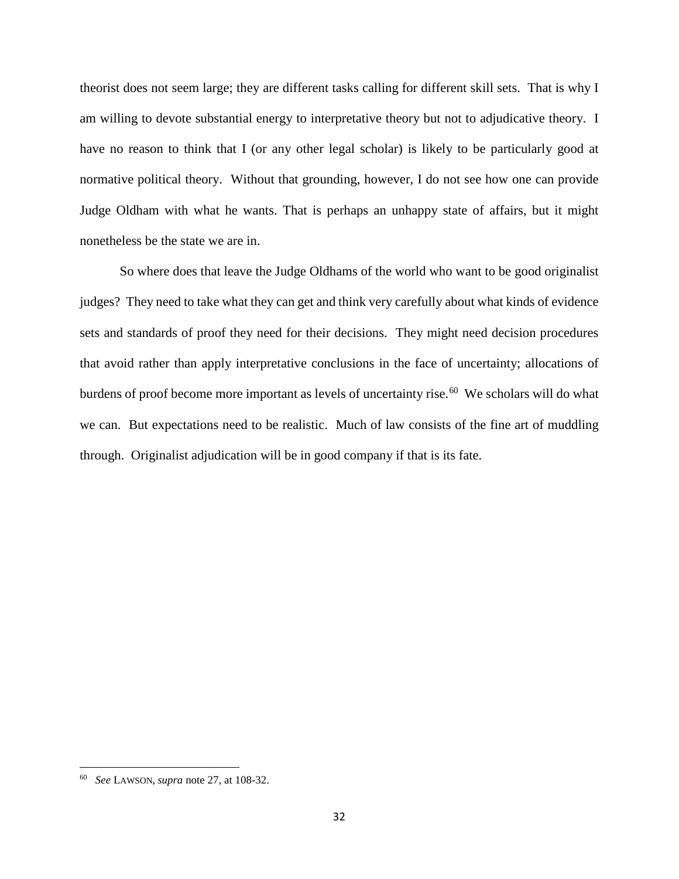theorist does not seem large; they are different tasks calling for different skill sets. That is why I am willing to devote substantial energy to interpretative theory but not to adjudicative theory. I have no reason to think that I (or any other legal scholar) is likely to be particularly good at normative political theory. Without that grounding, however, I do not see how one can provide Judge Oldham with what he wants. That is perhaps an unhappy state of affairs, but it might nonetheless be the state we are in.

So where does that leave the Judge Oldhams of the world who want to be good originalist judges? They need to take what they can get and think very carefully about what kinds of evidence sets and standards of proof they need for their decisions. They might need decision procedures that avoid rather than apply interpretative conclusions in the face of uncertainty; allocations of burdens of proof become more important as levels of uncertainty rise.[60] We scholars will do what we can. But expectations need to be realistic. Much of law consists of the fine art of muddling through. Originalist adjudication will be in good company if that is its fate.

---

[60] *See* LAWSON, *supra* note 27, at 108-32.